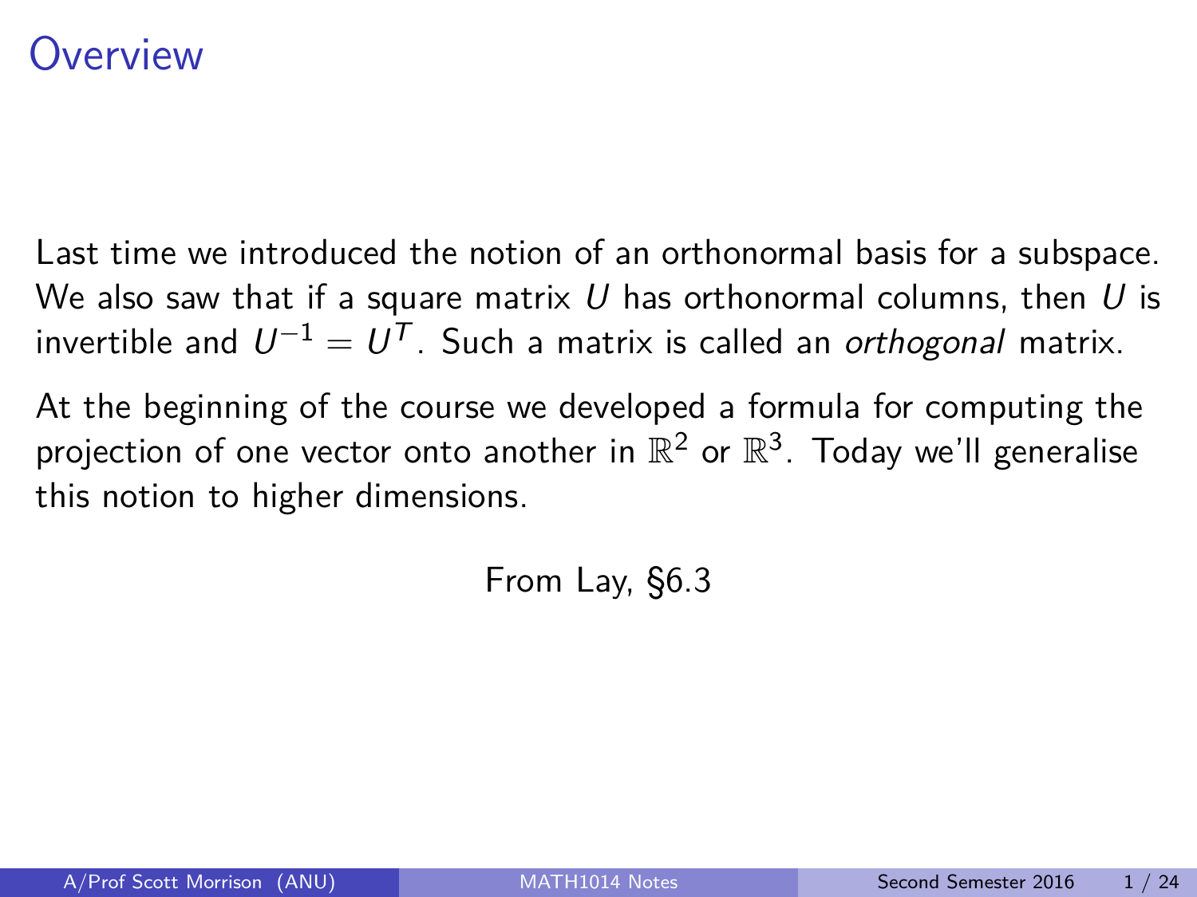# Overview

Last time we introduced the notion of an orthonormal basis for a subspace. We also saw that if a square matrix $U$ has orthonormal columns, then $U$ is invertible and $U^{-1} = U^T$. Such a matrix is called an *orthogonal* matrix.

At the beginning of the course we developed a formula for computing the projection of one vector onto another in $\mathbb{R}^2$ or $\mathbb{R}^3$. Today we'll generalise this notion to higher dimensions.

From Lay, §6.3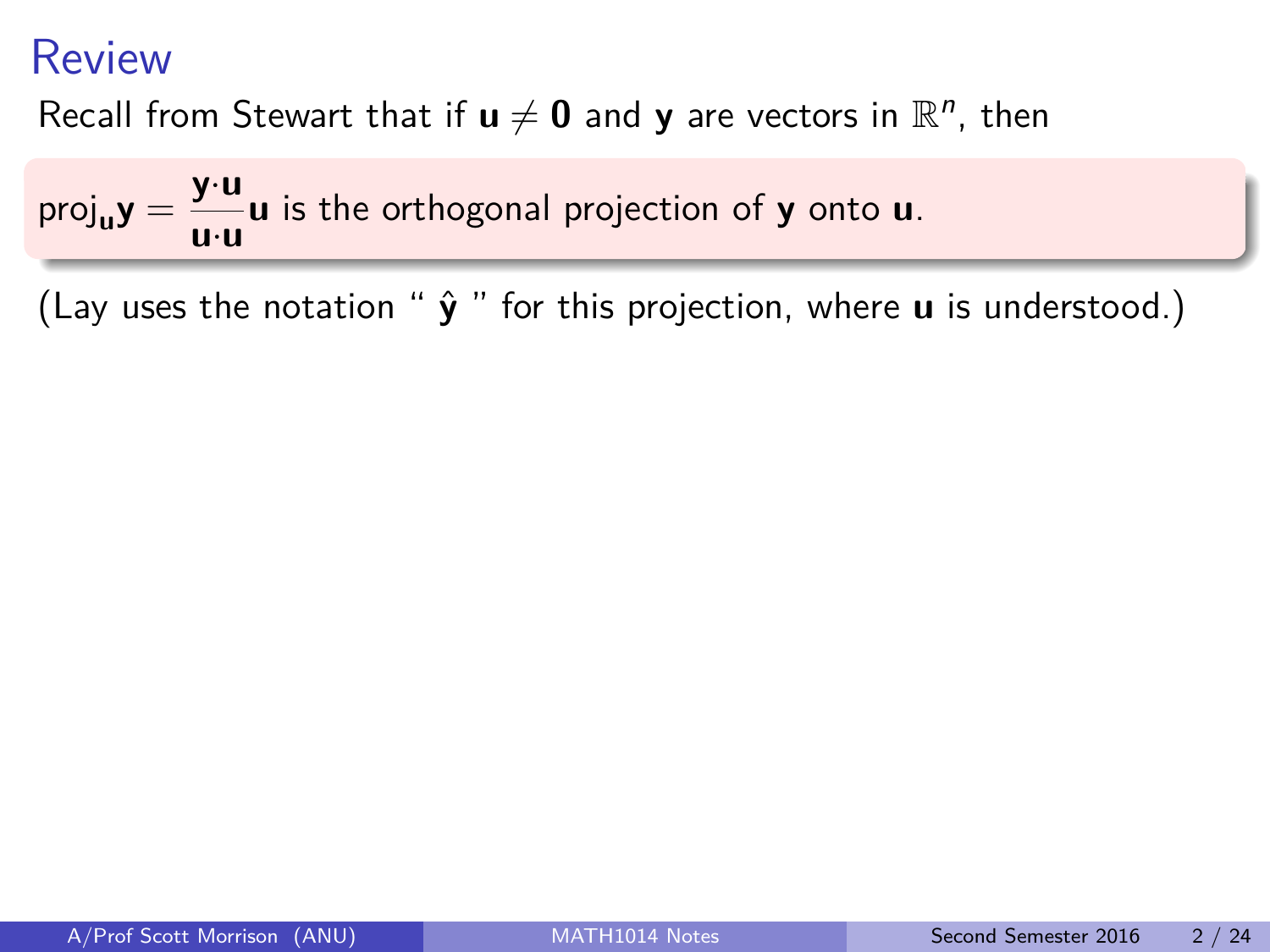# Review

Recall from Stewart that if $\mathbf{u} \neq \mathbf{0}$ and $\mathbf{y}$ are vectors in $\mathbb{R}^n$, then

$\text{proj}_{\mathbf{u}}\mathbf{y} = \dfrac{\mathbf{y} \cdot \mathbf{u}}{\mathbf{u} \cdot \mathbf{u}}\mathbf{u}$ is the orthogonal projection of $\mathbf{y}$ onto $\mathbf{u}$.

(Lay uses the notation " $\hat{\mathbf{y}}$ " for this projection, where $\mathbf{u}$ is understood.)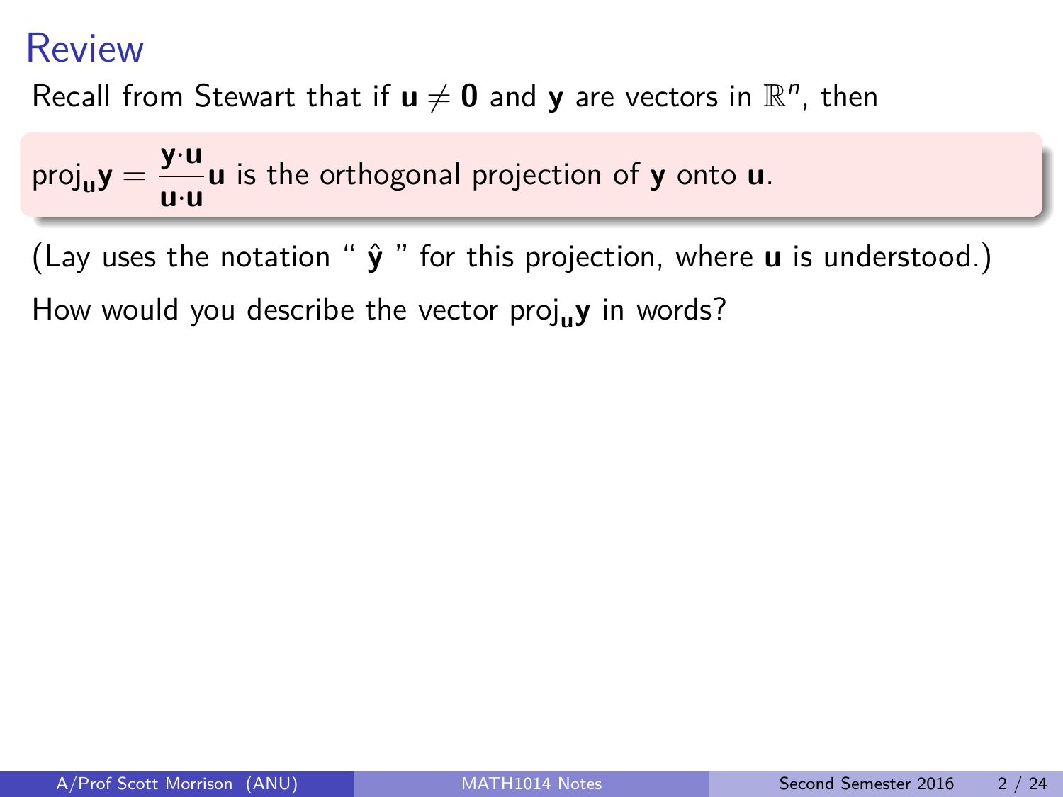# Review

Recall from Stewart that if $\mathbf{u} \neq \mathbf{0}$ and $\mathbf{y}$ are vectors in $\mathbb{R}^n$, then

$$\text{proj}_{\mathbf{u}}\mathbf{y} = \frac{\mathbf{y} \cdot \mathbf{u}}{\mathbf{u} \cdot \mathbf{u}}\mathbf{u} \text{ is the orthogonal projection of } \mathbf{y} \text{ onto } \mathbf{u}.$$

(Lay uses the notation " $\hat{\mathbf{y}}$ " for this projection, where $\mathbf{u}$ is understood.)

How would you describe the vector $\text{proj}_{\mathbf{u}}\mathbf{y}$ in words?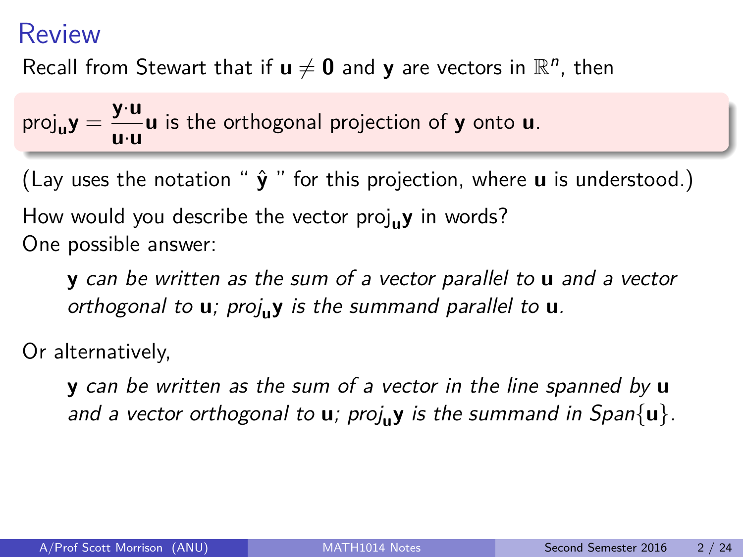# Review

Recall from Stewart that if $\mathbf{u} \neq \mathbf{0}$ and $\mathbf{y}$ are vectors in $\mathbb{R}^n$, then

$$\text{proj}_{\mathbf{u}}\mathbf{y} = \frac{\mathbf{y} \cdot \mathbf{u}}{\mathbf{u} \cdot \mathbf{u}}\mathbf{u} \text{ is the orthogonal projection of } \mathbf{y} \text{ onto } \mathbf{u}.$$

(Lay uses the notation " $\hat{\mathbf{y}}$ " for this projection, where $\mathbf{u}$ is understood.)

How would you describe the vector $\text{proj}_{\mathbf{u}}\mathbf{y}$ in words?
One possible answer:

> $\mathbf{y}$ *can be written as the sum of a vector parallel to* $\mathbf{u}$ *and a vector orthogonal to* $\mathbf{u}$*;* $\text{proj}_{\mathbf{u}}\mathbf{y}$ *is the summand parallel to* $\mathbf{u}$*.*

Or alternatively,

> $\mathbf{y}$ *can be written as the sum of a vector in the line spanned by* $\mathbf{u}$ *and a vector orthogonal to* $\mathbf{u}$*;* $\text{proj}_{\mathbf{u}}\mathbf{y}$ *is the summand in* $\text{Span}\{\mathbf{u}\}$*.*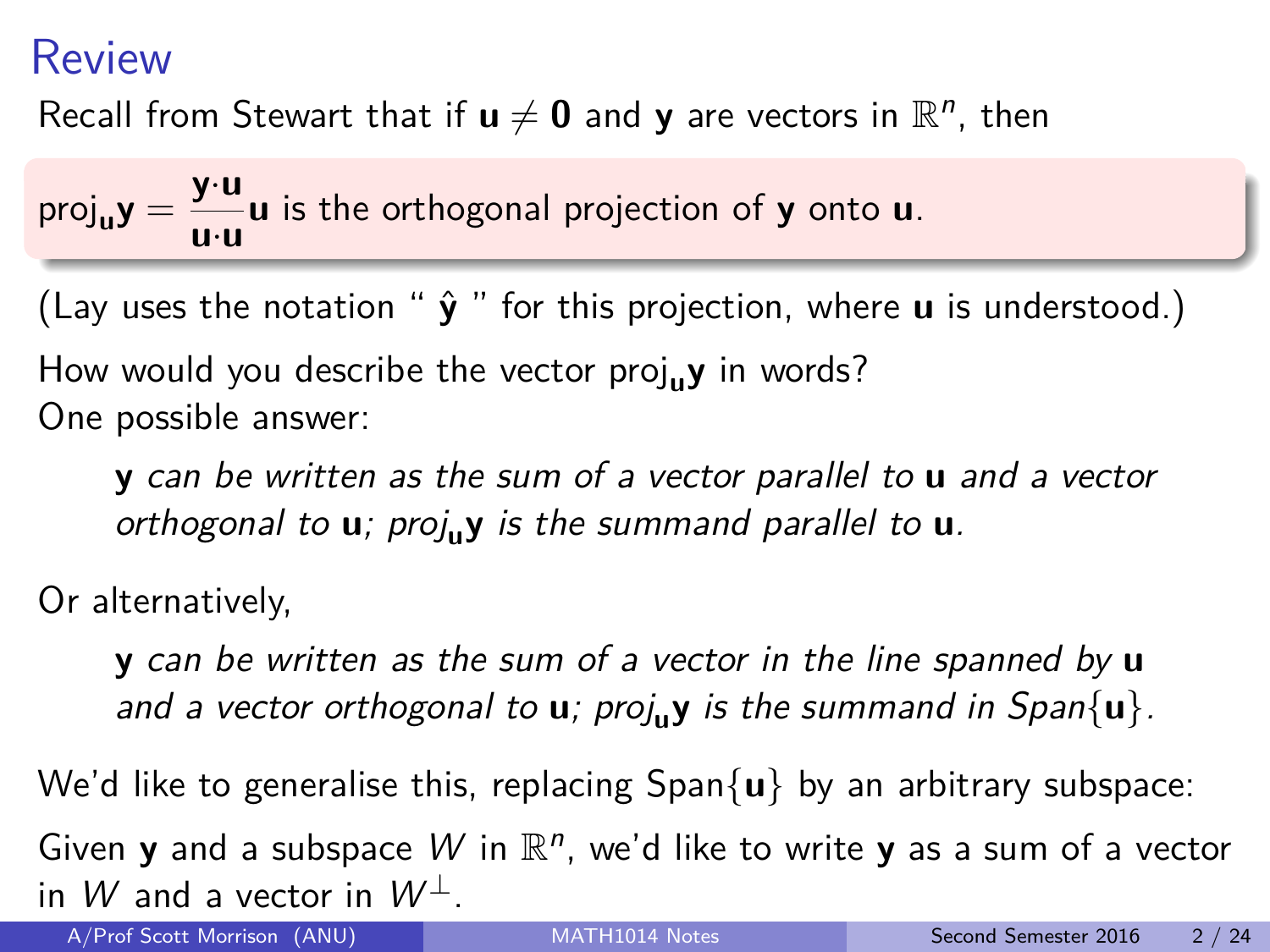# Review

Recall from Stewart that if $\mathbf{u} \neq \mathbf{0}$ and $\mathbf{y}$ are vectors in $\mathbb{R}^n$, then

> $\text{proj}_{\mathbf{u}}\mathbf{y} = \dfrac{\mathbf{y}\cdot\mathbf{u}}{\mathbf{u}\cdot\mathbf{u}}\mathbf{u}$ is the orthogonal projection of $\mathbf{y}$ onto $\mathbf{u}$.

(Lay uses the notation " $\hat{\mathbf{y}}$ " for this projection, where $\mathbf{u}$ is understood.)

How would you describe the vector $\text{proj}_{\mathbf{u}}\mathbf{y}$ in words?
One possible answer:

> $\mathbf{y}$ *can be written as the sum of a vector parallel to* $\mathbf{u}$ *and a vector orthogonal to* $\mathbf{u}$*;* $\text{proj}_{\mathbf{u}}\mathbf{y}$ *is the summand parallel to* $\mathbf{u}$*.*

Or alternatively,

> $\mathbf{y}$ *can be written as the sum of a vector in the line spanned by* $\mathbf{u}$ *and a vector orthogonal to* $\mathbf{u}$*;* $\text{proj}_{\mathbf{u}}\mathbf{y}$ *is the summand in* $\text{Span}\{\mathbf{u}\}$*.*

We'd like to generalise this, replacing $\text{Span}\{\mathbf{u}\}$ by an arbitrary subspace:

Given $\mathbf{y}$ and a subspace $W$ in $\mathbb{R}^n$, we'd like to write $\mathbf{y}$ as a sum of a vector in $W$ and a vector in $W^{\perp}$.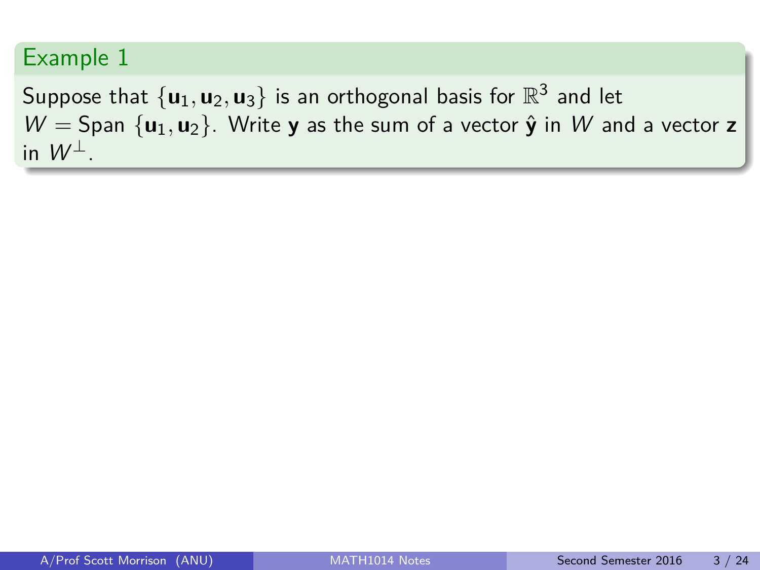### Example 1

Suppose that $\{\mathbf{u}_1, \mathbf{u}_2, \mathbf{u}_3\}$ is an orthogonal basis for $\mathbb{R}^3$ and let $W = \text{Span}\{\mathbf{u}_1, \mathbf{u}_2\}$. Write $\mathbf{y}$ as the sum of a vector $\hat{\mathbf{y}}$ in $W$ and a vector $\mathbf{z}$ in $W^{\perp}$.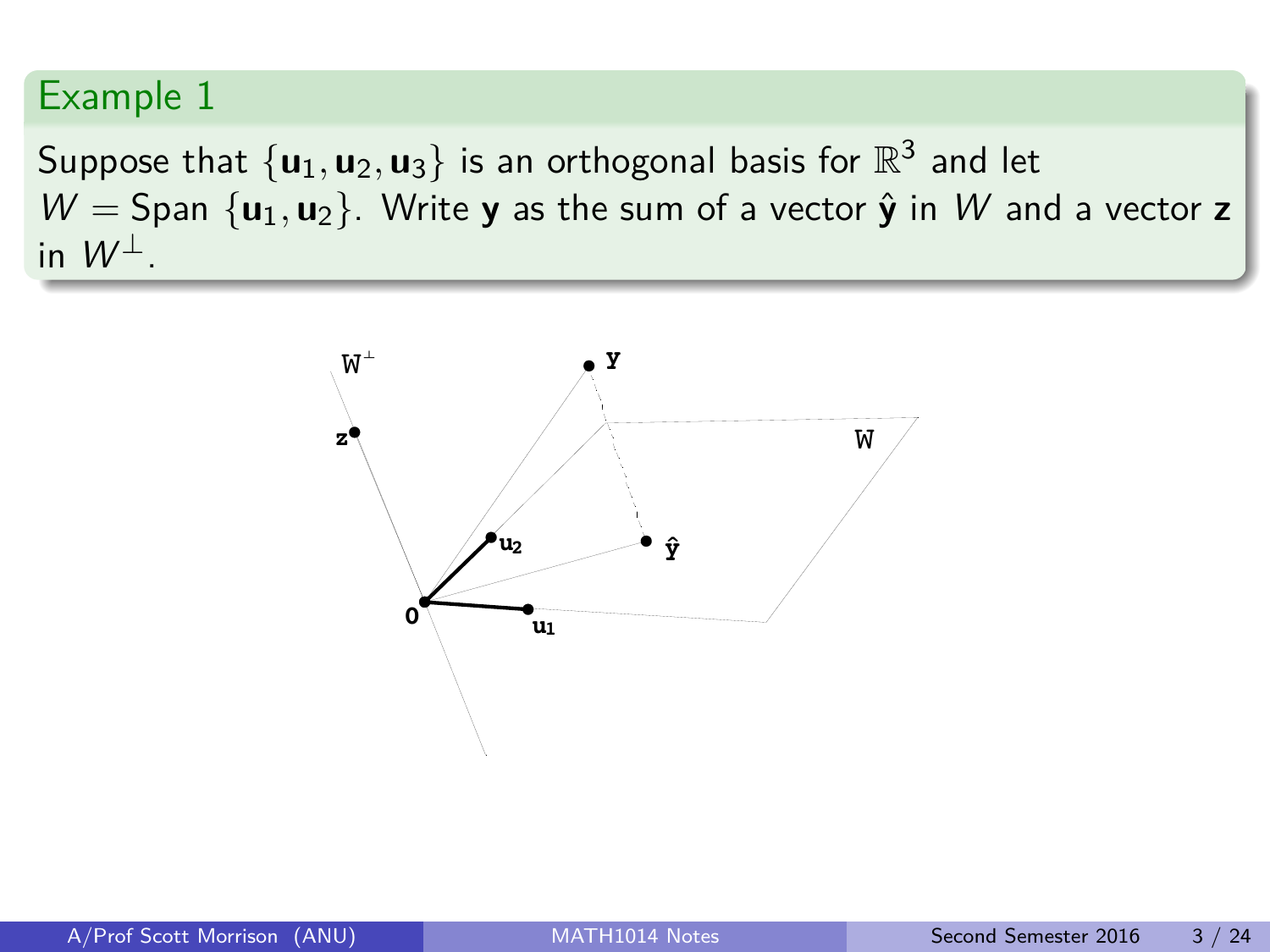## Example 1

Suppose that $\{\mathbf{u}_1, \mathbf{u}_2, \mathbf{u}_3\}$ is an orthogonal basis for $\mathbb{R}^3$ and let $W = \text{Span}\ \{\mathbf{u}_1, \mathbf{u}_2\}$. Write $\mathbf{y}$ as the sum of a vector $\hat{\mathbf{y}}$ in $W$ and a vector $\mathbf{z}$ in $W^{\perp}$.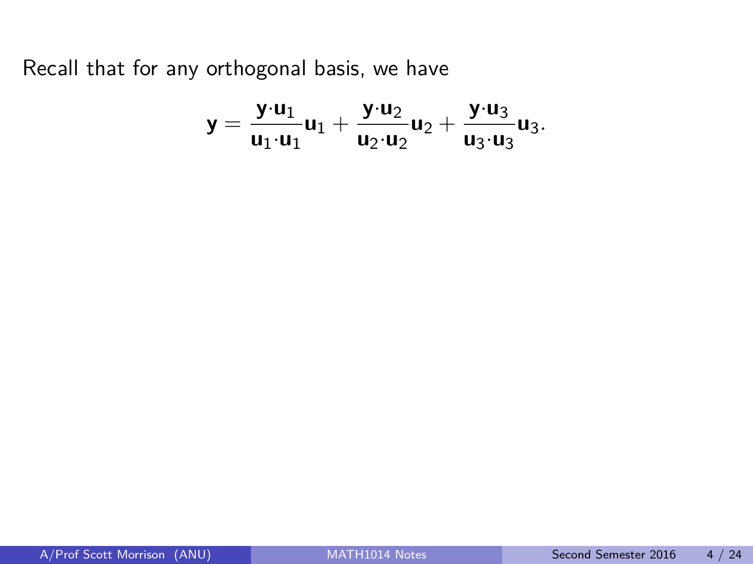Recall that for any orthogonal basis, we have

$$\mathbf{y} = \frac{\mathbf{y}\cdot\mathbf{u}_1}{\mathbf{u}_1\cdot\mathbf{u}_1}\mathbf{u}_1 + \frac{\mathbf{y}\cdot\mathbf{u}_2}{\mathbf{u}_2\cdot\mathbf{u}_2}\mathbf{u}_2 + \frac{\mathbf{y}\cdot\mathbf{u}_3}{\mathbf{u}_3\cdot\mathbf{u}_3}\mathbf{u}_3.$$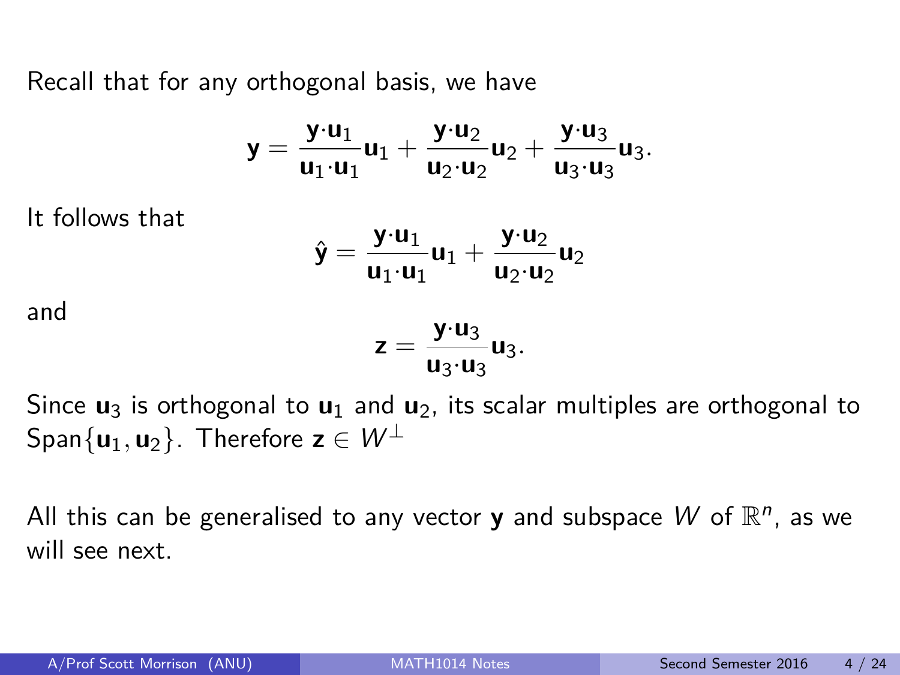Recall that for any orthogonal basis, we have

$$\mathbf{y} = \frac{\mathbf{y} \cdot \mathbf{u}_1}{\mathbf{u}_1 \cdot \mathbf{u}_1}\mathbf{u}_1 + \frac{\mathbf{y} \cdot \mathbf{u}_2}{\mathbf{u}_2 \cdot \mathbf{u}_2}\mathbf{u}_2 + \frac{\mathbf{y} \cdot \mathbf{u}_3}{\mathbf{u}_3 \cdot \mathbf{u}_3}\mathbf{u}_3.$$

It follows that

$$\hat{\mathbf{y}} = \frac{\mathbf{y} \cdot \mathbf{u}_1}{\mathbf{u}_1 \cdot \mathbf{u}_1}\mathbf{u}_1 + \frac{\mathbf{y} \cdot \mathbf{u}_2}{\mathbf{u}_2 \cdot \mathbf{u}_2}\mathbf{u}_2$$

and

$$\mathbf{z} = \frac{\mathbf{y} \cdot \mathbf{u}_3}{\mathbf{u}_3 \cdot \mathbf{u}_3}\mathbf{u}_3.$$

Since $\mathbf{u}_3$ is orthogonal to $\mathbf{u}_1$ and $\mathbf{u}_2$, its scalar multiples are orthogonal to $\text{Span}\{\mathbf{u}_1, \mathbf{u}_2\}$. Therefore $\mathbf{z} \in W^\perp$

All this can be generalised to any vector $\mathbf{y}$ and subspace $W$ of $\mathbb{R}^n$, as we will see next.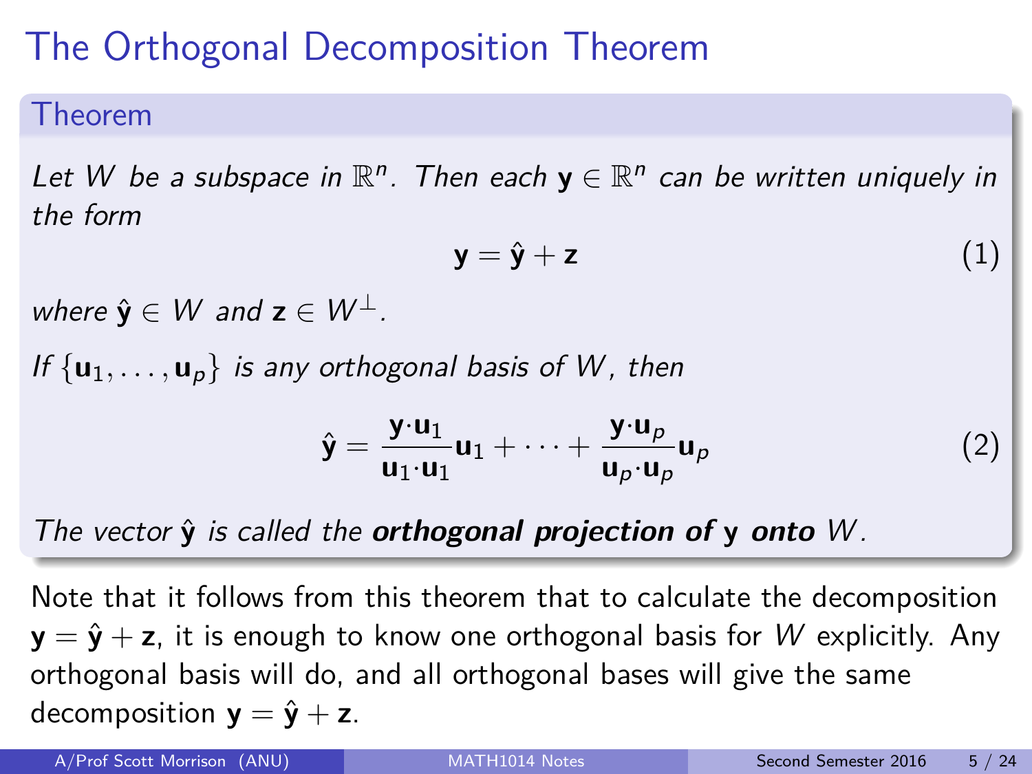# The Orthogonal Decomposition Theorem

## Theorem

*Let $W$ be a subspace in $\mathbb{R}^n$. Then each $\mathbf{y} \in \mathbb{R}^n$ can be written uniquely in the form*

$$\mathbf{y} = \hat{\mathbf{y}} + \mathbf{z} \tag{1}$$

*where $\hat{\mathbf{y}} \in W$ and $\mathbf{z} \in W^{\perp}$.*

*If $\{\mathbf{u}_1, \ldots, \mathbf{u}_p\}$ is any orthogonal basis of $W$, then*

$$\hat{\mathbf{y}} = \frac{\mathbf{y} \cdot \mathbf{u}_1}{\mathbf{u}_1 \cdot \mathbf{u}_1}\mathbf{u}_1 + \cdots + \frac{\mathbf{y} \cdot \mathbf{u}_p}{\mathbf{u}_p \cdot \mathbf{u}_p}\mathbf{u}_p \tag{2}$$

*The vector $\hat{\mathbf{y}}$ is called the **orthogonal projection of $\mathbf{y}$ onto** $W$.*

Note that it follows from this theorem that to calculate the decomposition $\mathbf{y} = \hat{\mathbf{y}} + \mathbf{z}$, it is enough to know one orthogonal basis for $W$ explicitly. Any orthogonal basis will do, and all orthogonal bases will give the same decomposition $\mathbf{y} = \hat{\mathbf{y}} + \mathbf{z}$.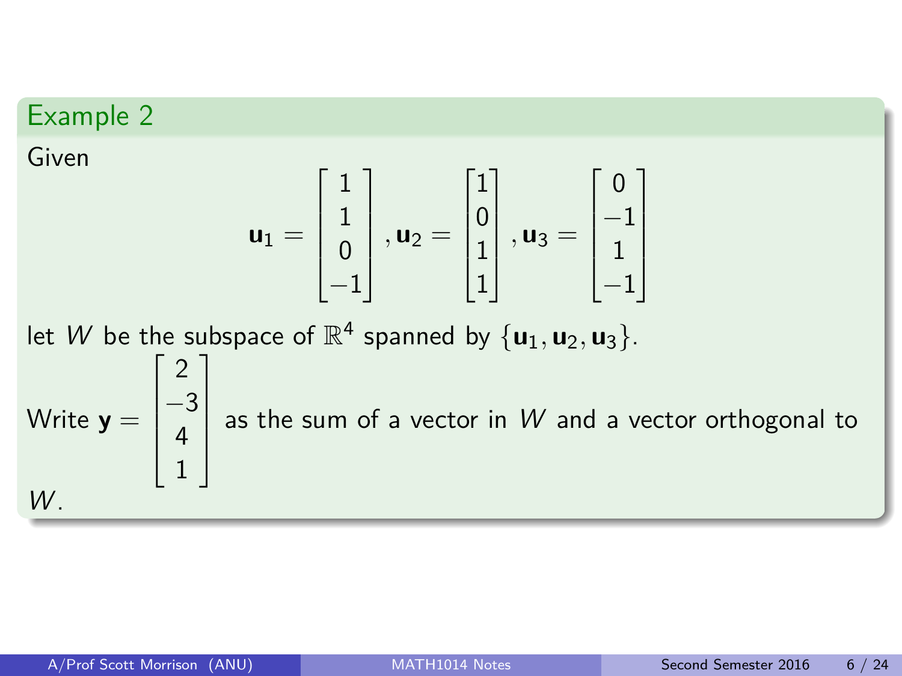## Example 2

Given

$$\mathbf{u}_1 = \begin{bmatrix} 1 \\ 1 \\ 0 \\ -1 \end{bmatrix}, \mathbf{u}_2 = \begin{bmatrix} 1 \\ 0 \\ 1 \\ 1 \end{bmatrix}, \mathbf{u}_3 = \begin{bmatrix} 0 \\ -1 \\ 1 \\ -1 \end{bmatrix}$$

let $W$ be the subspace of $\mathbb{R}^4$ spanned by $\{\mathbf{u}_1, \mathbf{u}_2, \mathbf{u}_3\}$.

Write $\mathbf{y} = \begin{bmatrix} 2 \\ -3 \\ 4 \\ 1 \end{bmatrix}$ as the sum of a vector in $W$ and a vector orthogonal to $W$.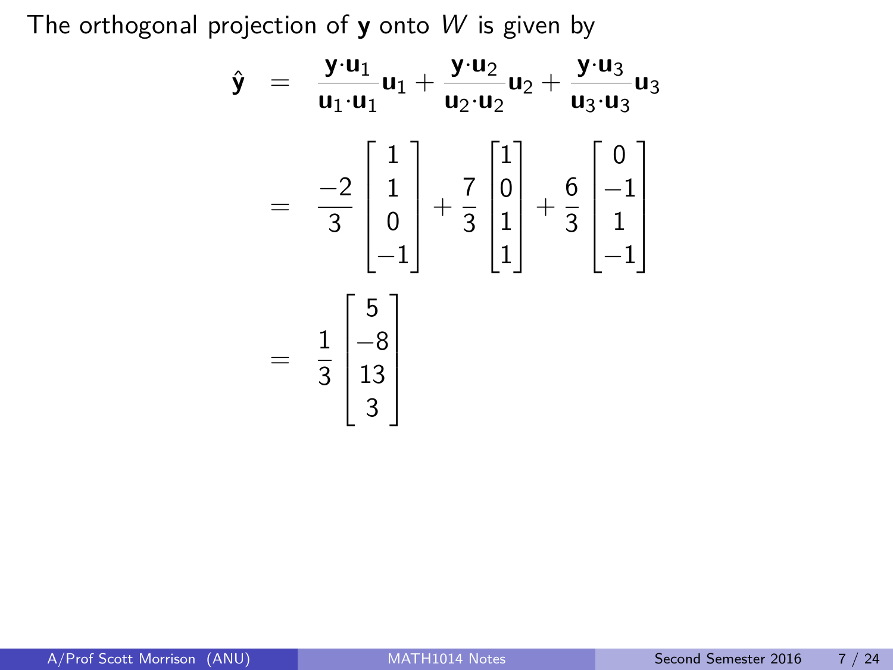The orthogonal projection of $\mathbf{y}$ onto $W$ is given by

$$
\begin{aligned}
\hat{\mathbf{y}} &= \frac{\mathbf{y}\cdot\mathbf{u}_1}{\mathbf{u}_1\cdot\mathbf{u}_1}\mathbf{u}_1 + \frac{\mathbf{y}\cdot\mathbf{u}_2}{\mathbf{u}_2\cdot\mathbf{u}_2}\mathbf{u}_2 + \frac{\mathbf{y}\cdot\mathbf{u}_3}{\mathbf{u}_3\cdot\mathbf{u}_3}\mathbf{u}_3 \\
&= \frac{-2}{3}\begin{bmatrix} 1 \\ 1 \\ 0 \\ -1 \end{bmatrix} + \frac{7}{3}\begin{bmatrix} 1 \\ 0 \\ 1 \\ 1 \end{bmatrix} + \frac{6}{3}\begin{bmatrix} 0 \\ -1 \\ 1 \\ -1 \end{bmatrix} \\
&= \frac{1}{3}\begin{bmatrix} 5 \\ -8 \\ 13 \\ 3 \end{bmatrix}
\end{aligned}
$$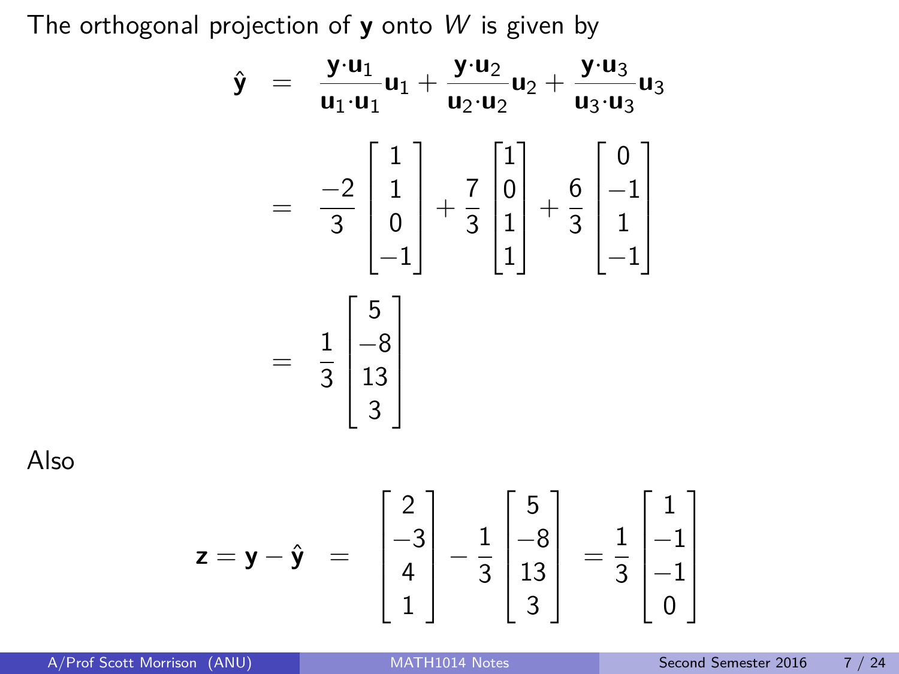The orthogonal projection of $\mathbf{y}$ onto $W$ is given by

$$
\begin{aligned}
\hat{\mathbf{y}} &= \frac{\mathbf{y}\cdot\mathbf{u}_1}{\mathbf{u}_1\cdot\mathbf{u}_1}\mathbf{u}_1 + \frac{\mathbf{y}\cdot\mathbf{u}_2}{\mathbf{u}_2\cdot\mathbf{u}_2}\mathbf{u}_2 + \frac{\mathbf{y}\cdot\mathbf{u}_3}{\mathbf{u}_3\cdot\mathbf{u}_3}\mathbf{u}_3 \\
&= \frac{-2}{3}\begin{bmatrix} 1 \\ 1 \\ 0 \\ -1 \end{bmatrix} + \frac{7}{3}\begin{bmatrix} 1 \\ 0 \\ 1 \\ 1 \end{bmatrix} + \frac{6}{3}\begin{bmatrix} 0 \\ -1 \\ 1 \\ -1 \end{bmatrix} \\
&= \frac{1}{3}\begin{bmatrix} 5 \\ -8 \\ 13 \\ 3 \end{bmatrix}
\end{aligned}
$$

Also

$$
\mathbf{z} = \mathbf{y} - \hat{\mathbf{y}} = \begin{bmatrix} 2 \\ -3 \\ 4 \\ 1 \end{bmatrix} - \frac{1}{3}\begin{bmatrix} 5 \\ -8 \\ 13 \\ 3 \end{bmatrix} = \frac{1}{3}\begin{bmatrix} 1 \\ -1 \\ -1 \\ 0 \end{bmatrix}
$$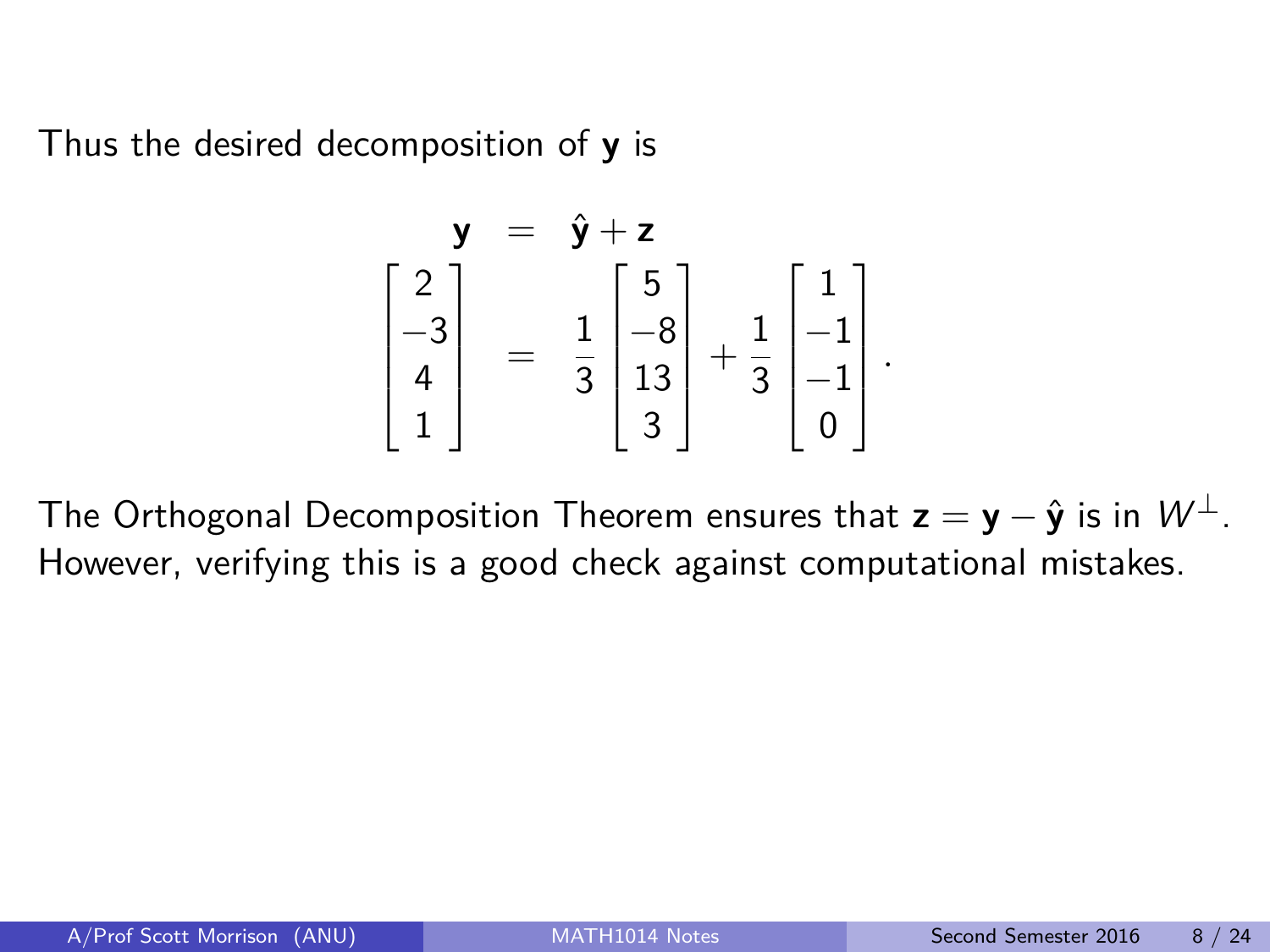Thus the desired decomposition of $\mathbf{y}$ is

$$
\begin{aligned}
\mathbf{y} &= \hat{\mathbf{y}} + \mathbf{z} \\
\begin{bmatrix} 2 \\ -3 \\ 4 \\ 1 \end{bmatrix} &= \frac{1}{3}\begin{bmatrix} 5 \\ -8 \\ 13 \\ 3 \end{bmatrix} + \frac{1}{3}\begin{bmatrix} 1 \\ -1 \\ -1 \\ 0 \end{bmatrix}.
\end{aligned}
$$

The Orthogonal Decomposition Theorem ensures that $\mathbf{z} = \mathbf{y} - \hat{\mathbf{y}}$ is in $W^{\perp}$. However, verifying this is a good check against computational mistakes.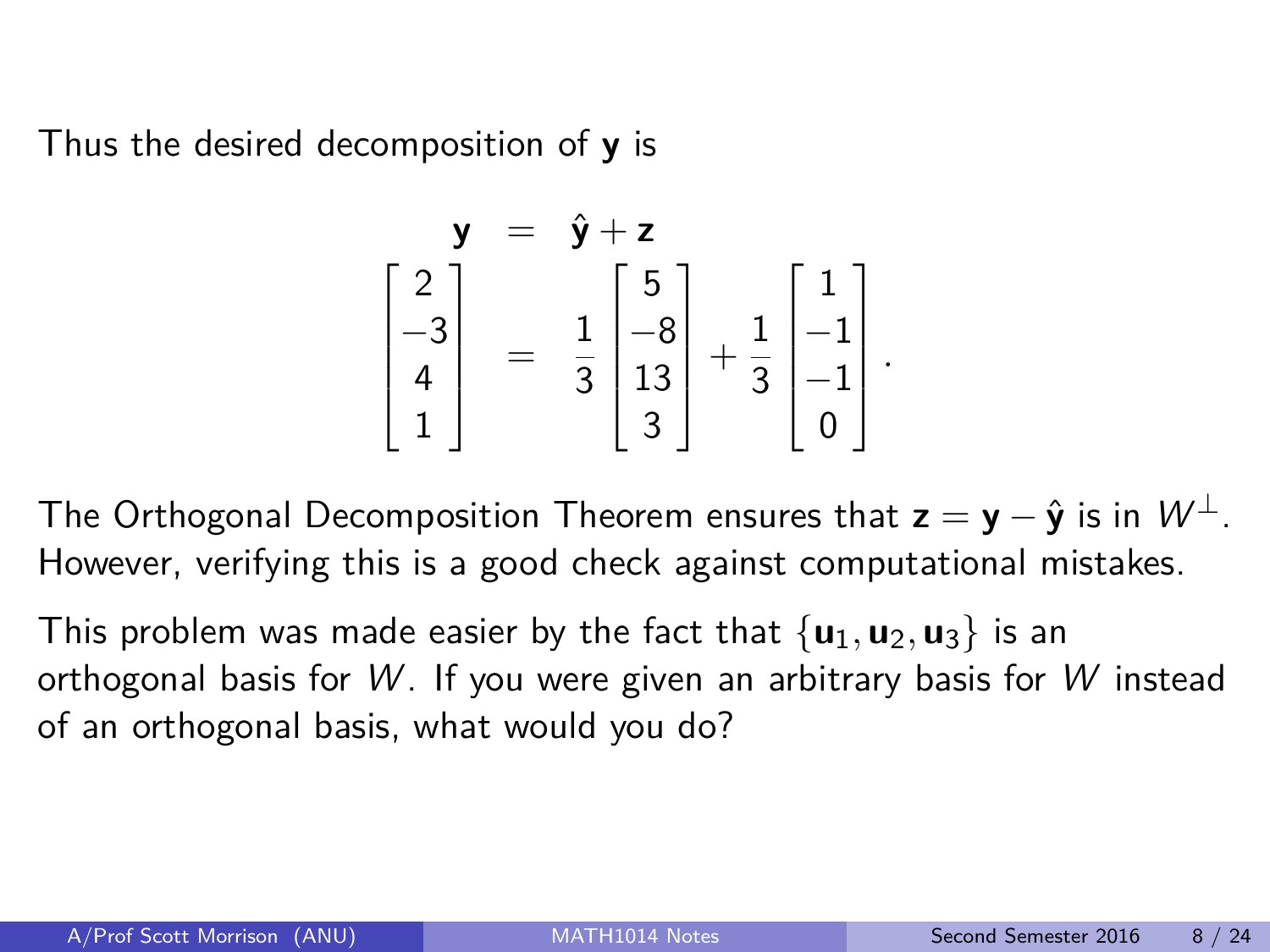Thus the desired decomposition of $\mathbf{y}$ is

$$
\begin{aligned}
\mathbf{y} &= \hat{\mathbf{y}} + \mathbf{z} \\
\begin{bmatrix} 2 \\ -3 \\ 4 \\ 1 \end{bmatrix} &= \frac{1}{3}\begin{bmatrix} 5 \\ -8 \\ 13 \\ 3 \end{bmatrix} + \frac{1}{3}\begin{bmatrix} 1 \\ -1 \\ -1 \\ 0 \end{bmatrix}.
\end{aligned}
$$

The Orthogonal Decomposition Theorem ensures that $\mathbf{z} = \mathbf{y} - \hat{\mathbf{y}}$ is in $W^{\perp}$. However, verifying this is a good check against computational mistakes.

This problem was made easier by the fact that $\{\mathbf{u}_1, \mathbf{u}_2, \mathbf{u}_3\}$ is an orthogonal basis for $W$. If you were given an arbitrary basis for $W$ instead of an orthogonal basis, what would you do?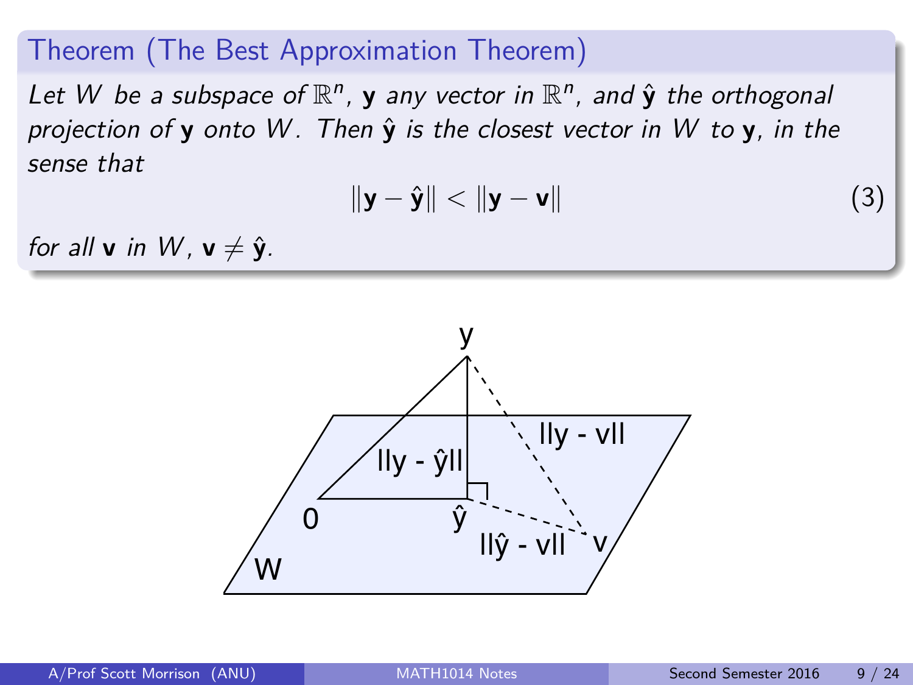**Theorem (The Best Approximation Theorem)**

*Let $W$ be a subspace of $\mathbb{R}^n$, $\mathbf{y}$ any vector in $\mathbb{R}^n$, and $\hat{\mathbf{y}}$ the orthogonal projection of $\mathbf{y}$ onto $W$. Then $\hat{\mathbf{y}}$ is the closest vector in $W$ to $\mathbf{y}$, in the sense that*

$$\|\mathbf{y} - \hat{\mathbf{y}}\| < \|\mathbf{y} - \mathbf{v}\| \tag{3}$$

*for all $\mathbf{v}$ in $W$, $\mathbf{v} \neq \hat{\mathbf{y}}$.*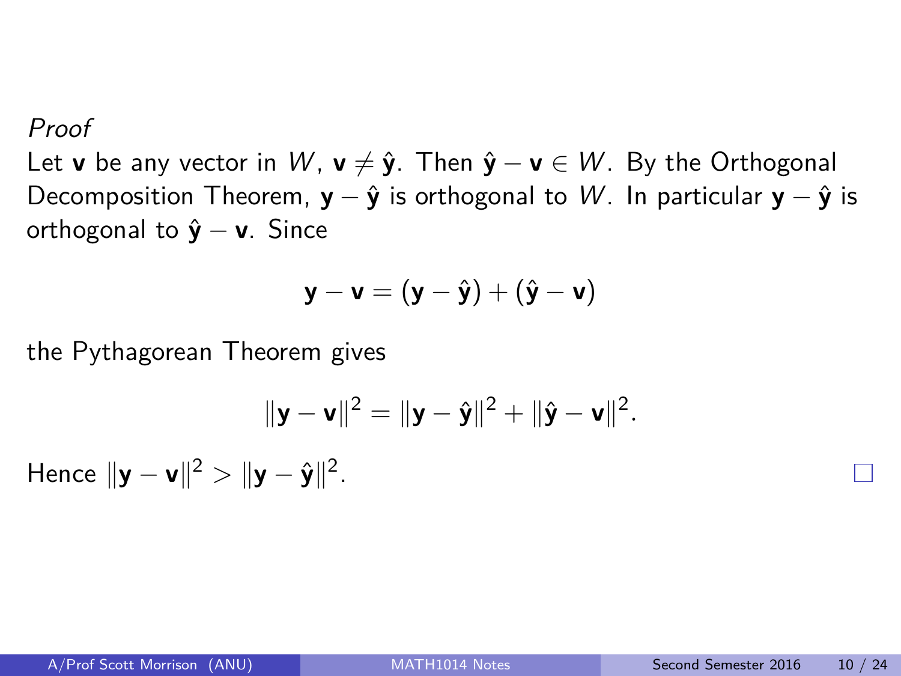*Proof*

Let $\mathbf{v}$ be any vector in $W$, $\mathbf{v} \neq \hat{\mathbf{y}}$. Then $\hat{\mathbf{y}} - \mathbf{v} \in W$. By the Orthogonal Decomposition Theorem, $\mathbf{y} - \hat{\mathbf{y}}$ is orthogonal to $W$. In particular $\mathbf{y} - \hat{\mathbf{y}}$ is orthogonal to $\hat{\mathbf{y}} - \mathbf{v}$. Since

$$\mathbf{y} - \mathbf{v} = (\mathbf{y} - \hat{\mathbf{y}}) + (\hat{\mathbf{y}} - \mathbf{v})$$

the Pythagorean Theorem gives

$$\|\mathbf{y} - \mathbf{v}\|^2 = \|\mathbf{y} - \hat{\mathbf{y}}\|^2 + \|\hat{\mathbf{y}} - \mathbf{v}\|^2.$$

Hence $\|\mathbf{y} - \mathbf{v}\|^2 > \|\mathbf{y} - \hat{\mathbf{y}}\|^2$. □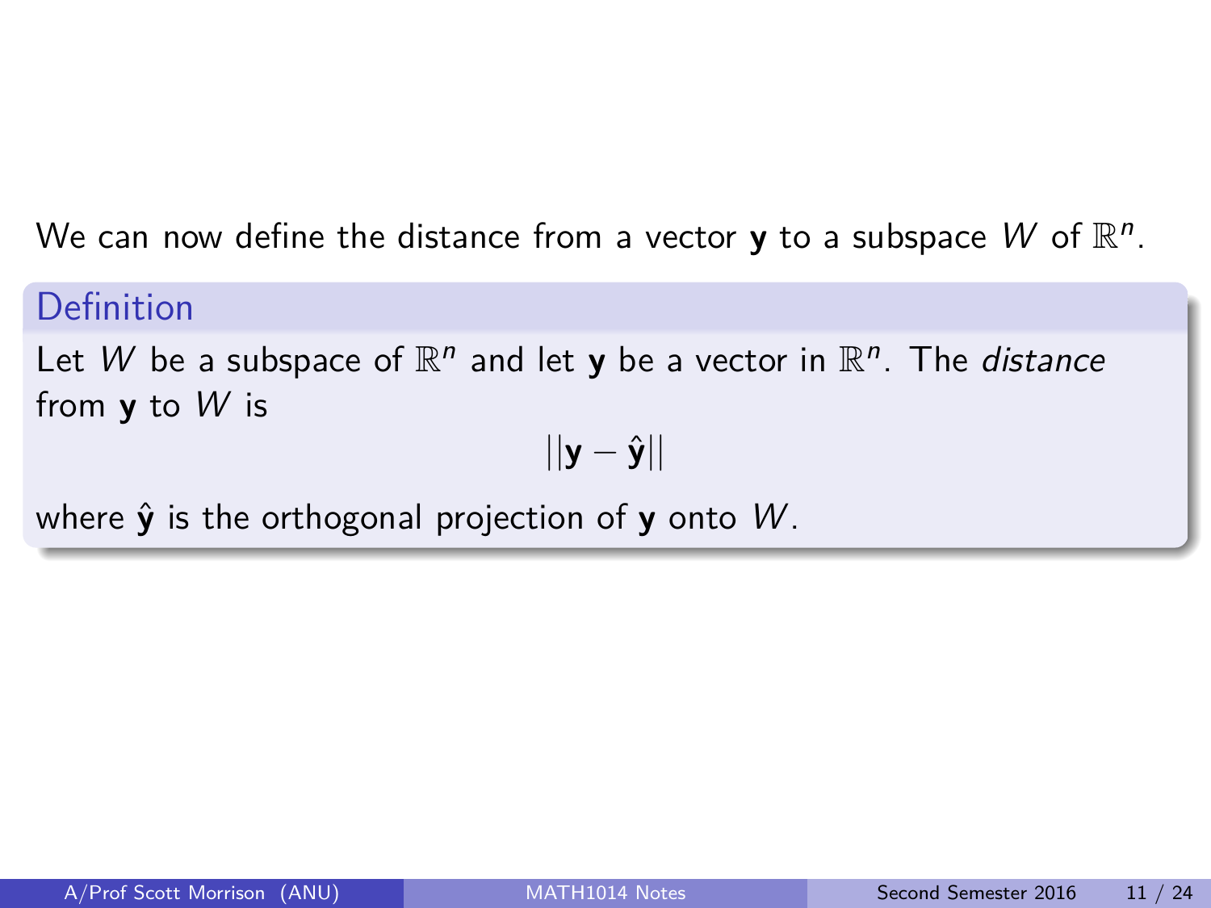We can now define the distance from a vector $\mathbf{y}$ to a subspace $W$ of $\mathbb{R}^n$.

### Definition

Let $W$ be a subspace of $\mathbb{R}^n$ and let $\mathbf{y}$ be a vector in $\mathbb{R}^n$. The *distance* from $\mathbf{y}$ to $W$ is

$$||\mathbf{y} - \hat{\mathbf{y}}||$$

where $\hat{\mathbf{y}}$ is the orthogonal projection of $\mathbf{y}$ onto $W$.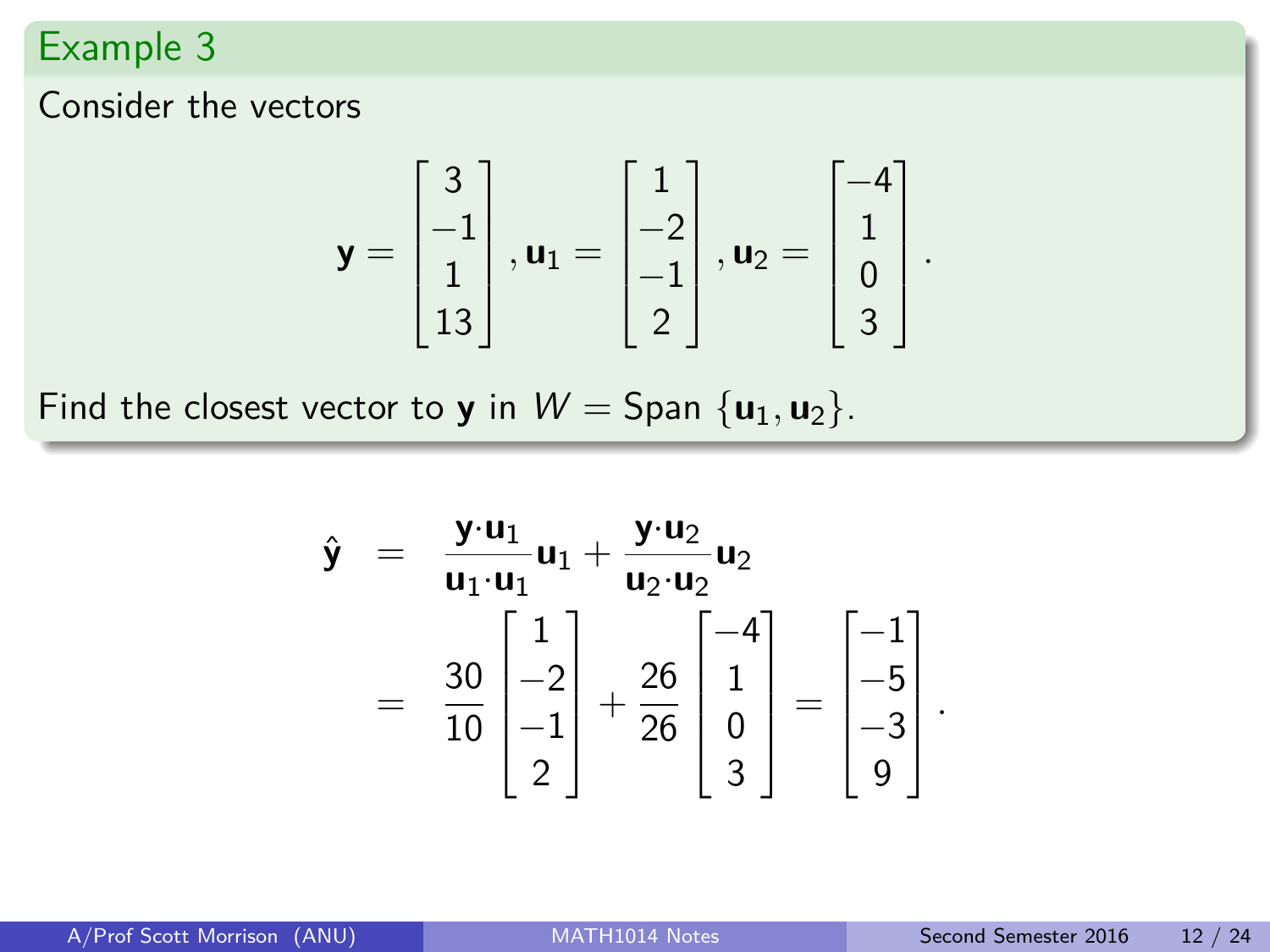## Example 3

Consider the vectors

$$\mathbf{y} = \begin{bmatrix} 3 \\ -1 \\ 1 \\ 13 \end{bmatrix}, \mathbf{u}_1 = \begin{bmatrix} 1 \\ -2 \\ -1 \\ 2 \end{bmatrix}, \mathbf{u}_2 = \begin{bmatrix} -4 \\ 1 \\ 0 \\ 3 \end{bmatrix}.$$

Find the closest vector to $\mathbf{y}$ in $W = \text{Span}\{\mathbf{u}_1, \mathbf{u}_2\}$.

$$\begin{aligned} \hat{\mathbf{y}} &= \frac{\mathbf{y}\cdot\mathbf{u}_1}{\mathbf{u}_1\cdot\mathbf{u}_1}\mathbf{u}_1 + \frac{\mathbf{y}\cdot\mathbf{u}_2}{\mathbf{u}_2\cdot\mathbf{u}_2}\mathbf{u}_2 \\ &= \frac{30}{10}\begin{bmatrix} 1 \\ -2 \\ -1 \\ 2 \end{bmatrix} + \frac{26}{26}\begin{bmatrix} -4 \\ 1 \\ 0 \\ 3 \end{bmatrix} = \begin{bmatrix} -1 \\ -5 \\ -3 \\ 9 \end{bmatrix}. \end{aligned}$$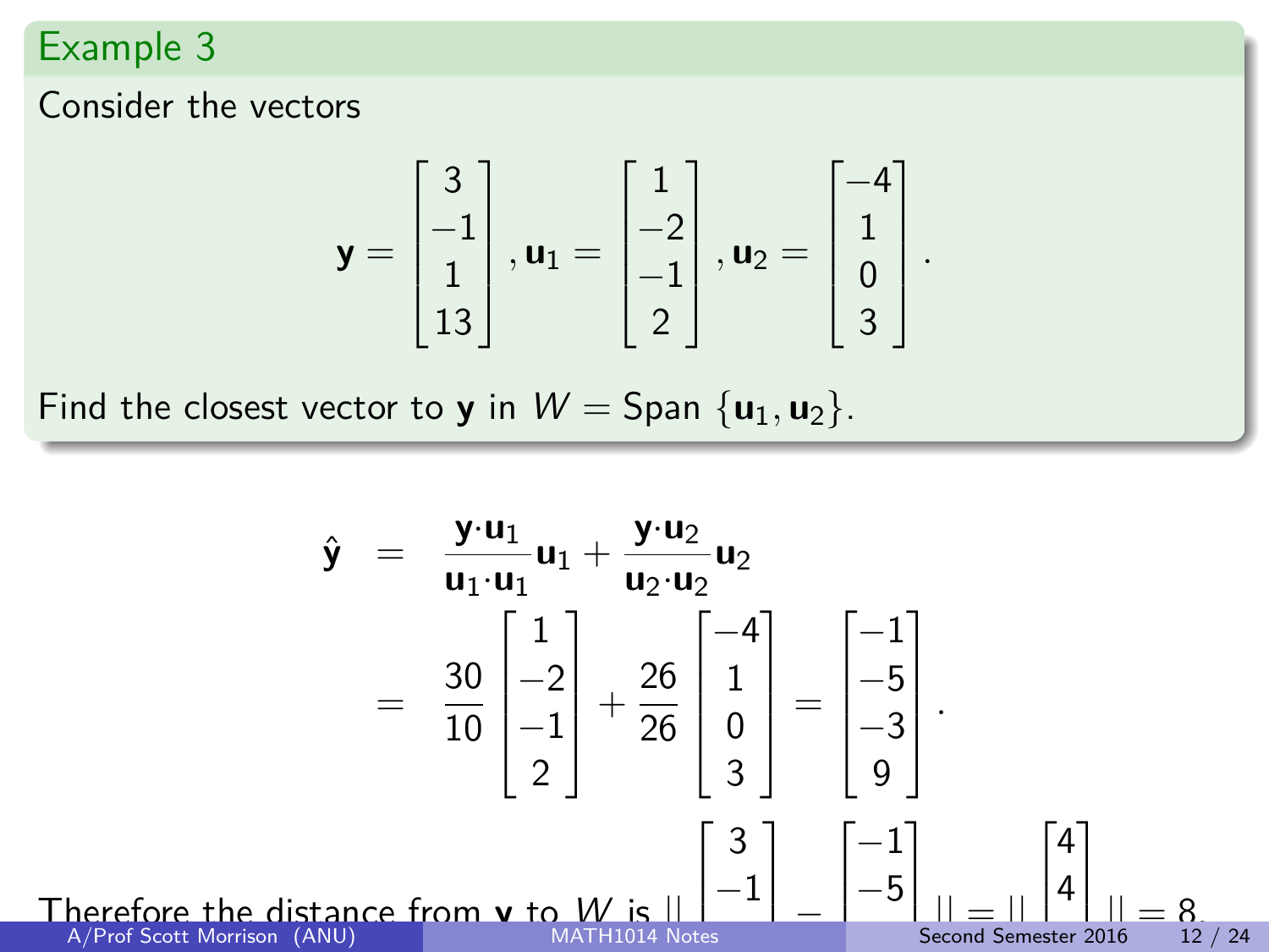## Example 3

Consider the vectors

$$\mathbf{y} = \begin{bmatrix} 3 \\ -1 \\ 1 \\ 13 \end{bmatrix}, \mathbf{u}_1 = \begin{bmatrix} 1 \\ -2 \\ -1 \\ 2 \end{bmatrix}, \mathbf{u}_2 = \begin{bmatrix} -4 \\ 1 \\ 0 \\ 3 \end{bmatrix}.$$

Find the closest vector to $\mathbf{y}$ in $W = \text{Span}\{\mathbf{u}_1, \mathbf{u}_2\}$.

$$\begin{aligned} \hat{\mathbf{y}} &= \frac{\mathbf{y}\cdot\mathbf{u}_1}{\mathbf{u}_1\cdot\mathbf{u}_1}\mathbf{u}_1 + \frac{\mathbf{y}\cdot\mathbf{u}_2}{\mathbf{u}_2\cdot\mathbf{u}_2}\mathbf{u}_2 \\ &= \frac{30}{10}\begin{bmatrix} 1 \\ -2 \\ -1 \\ 2 \end{bmatrix} + \frac{26}{26}\begin{bmatrix} -4 \\ 1 \\ 0 \\ 3 \end{bmatrix} = \begin{bmatrix} -1 \\ -5 \\ -3 \\ 9 \end{bmatrix}. \end{aligned}$$

Therefore the distance from $\mathbf{y}$ to $W$ is $\left\| \begin{bmatrix} 3 \\ -1 \\ \\ \end{bmatrix} - \begin{bmatrix} -1 \\ -5 \\ \\ \end{bmatrix} \right\| = \left\| \begin{bmatrix} 4 \\ 4 \\ \\ \end{bmatrix} \right\| = 8.$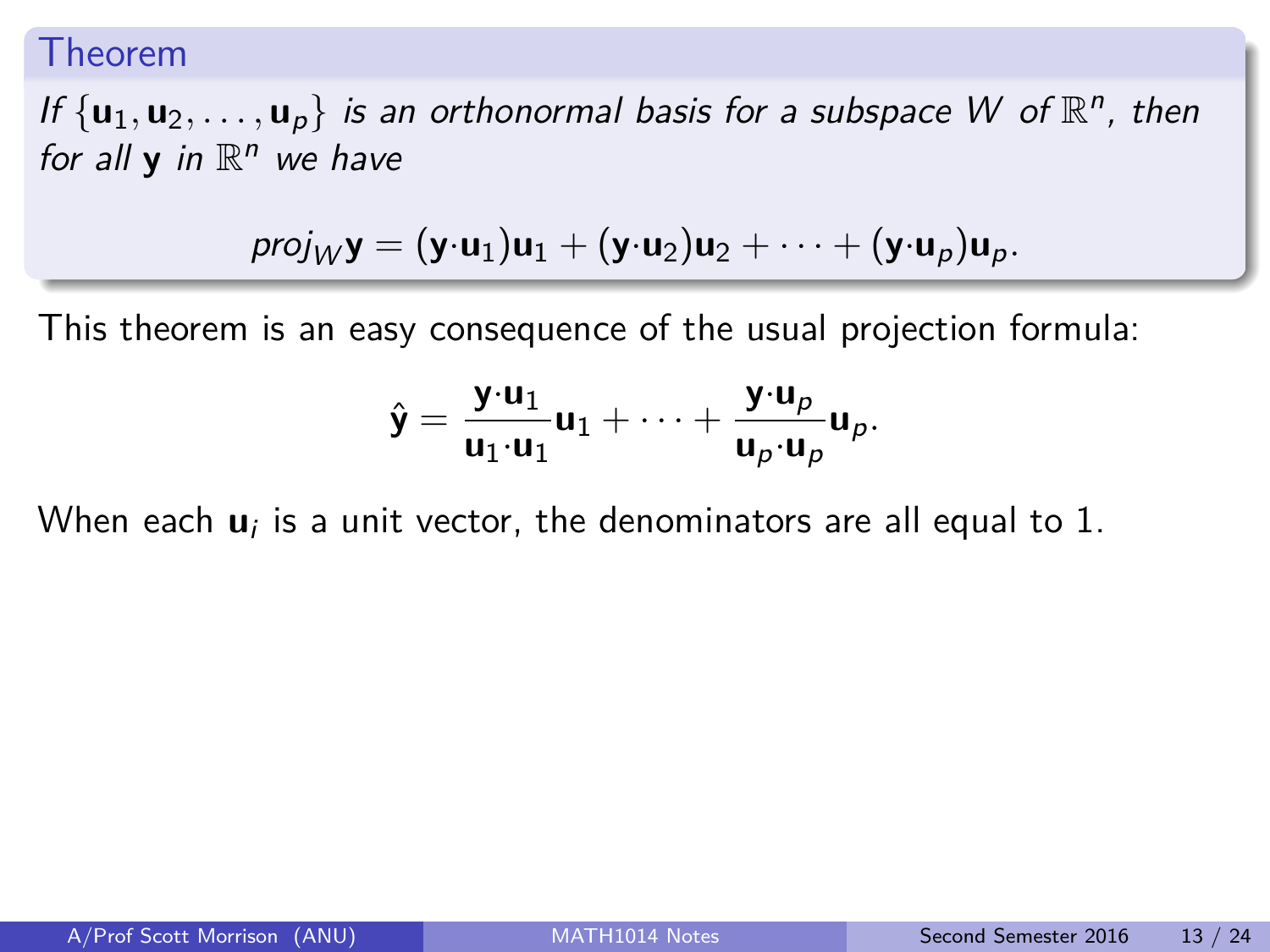### Theorem

*If $\{\mathbf{u}_1, \mathbf{u}_2, \ldots, \mathbf{u}_p\}$ is an orthonormal basis for a subspace $W$ of $\mathbb{R}^n$, then for all $\mathbf{y}$ in $\mathbb{R}^n$ we have*

$$proj_W \mathbf{y} = (\mathbf{y}\cdot\mathbf{u}_1)\mathbf{u}_1 + (\mathbf{y}\cdot\mathbf{u}_2)\mathbf{u}_2 + \cdots + (\mathbf{y}\cdot\mathbf{u}_p)\mathbf{u}_p.$$

This theorem is an easy consequence of the usual projection formula:

$$\hat{\mathbf{y}} = \frac{\mathbf{y}\cdot\mathbf{u}_1}{\mathbf{u}_1\cdot\mathbf{u}_1}\mathbf{u}_1 + \cdots + \frac{\mathbf{y}\cdot\mathbf{u}_p}{\mathbf{u}_p\cdot\mathbf{u}_p}\mathbf{u}_p.$$

When each $\mathbf{u}_i$ is a unit vector, the denominators are all equal to 1.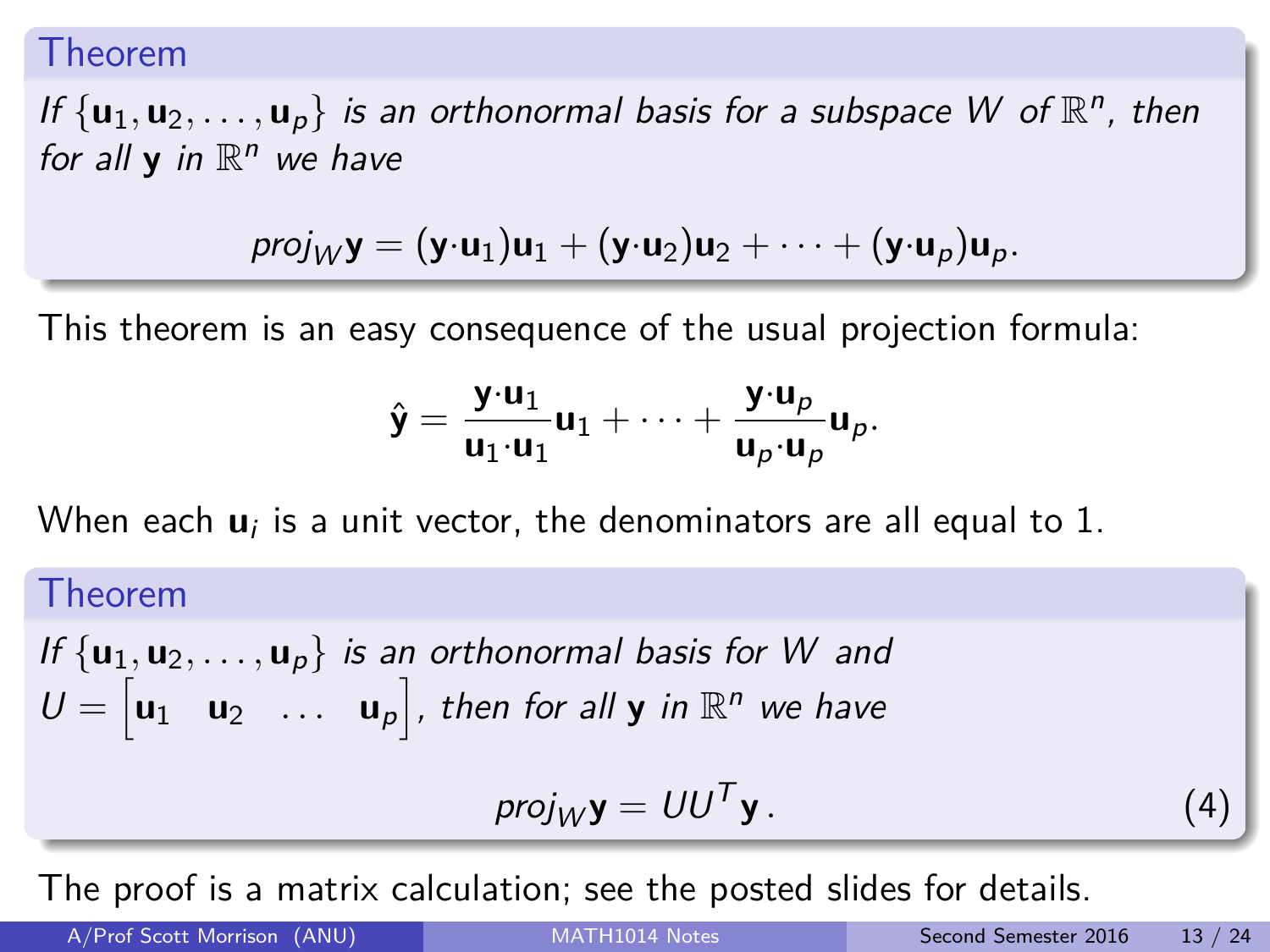**Theorem**

*If $\{\mathbf{u}_1, \mathbf{u}_2, \ldots, \mathbf{u}_p\}$ is an orthonormal basis for a subspace $W$ of $\mathbb{R}^n$, then for all $\mathbf{y}$ in $\mathbb{R}^n$ we have*

$$proj_W \mathbf{y} = (\mathbf{y} \cdot \mathbf{u}_1)\mathbf{u}_1 + (\mathbf{y} \cdot \mathbf{u}_2)\mathbf{u}_2 + \cdots + (\mathbf{y} \cdot \mathbf{u}_p)\mathbf{u}_p.$$

This theorem is an easy consequence of the usual projection formula:

$$\hat{\mathbf{y}} = \frac{\mathbf{y} \cdot \mathbf{u}_1}{\mathbf{u}_1 \cdot \mathbf{u}_1}\mathbf{u}_1 + \cdots + \frac{\mathbf{y} \cdot \mathbf{u}_p}{\mathbf{u}_p \cdot \mathbf{u}_p}\mathbf{u}_p.$$

When each $\mathbf{u}_i$ is a unit vector, the denominators are all equal to 1.

**Theorem**

*If $\{\mathbf{u}_1, \mathbf{u}_2, \ldots, \mathbf{u}_p\}$ is an orthonormal basis for $W$ and $U = \begin{bmatrix} \mathbf{u}_1 & \mathbf{u}_2 & \ldots & \mathbf{u}_p \end{bmatrix}$, then for all $\mathbf{y}$ in $\mathbb{R}^n$ we have*

$$proj_W \mathbf{y} = UU^T \mathbf{y}. \tag{4}$$

The proof is a matrix calculation; see the posted slides for details.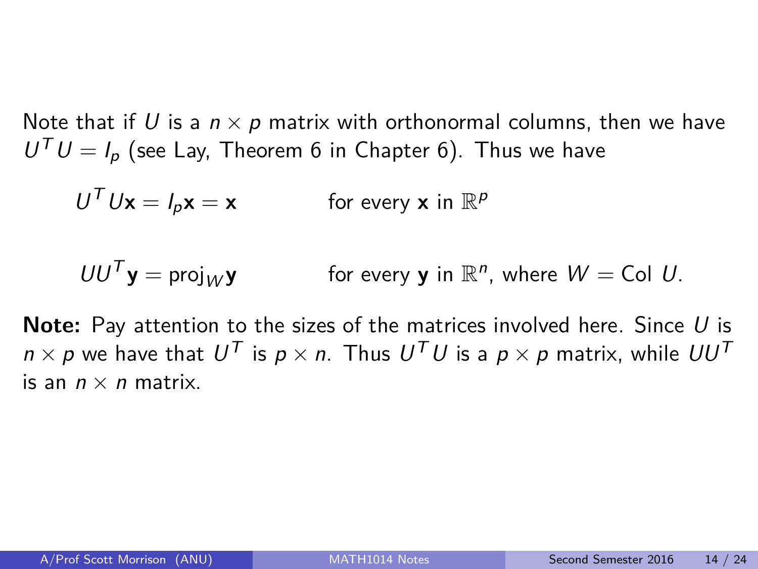Note that if $U$ is a $n \times p$ matrix with orthonormal columns, then we have $U^T U = I_p$ (see Lay, Theorem 6 in Chapter 6). Thus we have

$$U^T U\mathbf{x} = I_p\mathbf{x} = \mathbf{x} \qquad \text{for every } \mathbf{x} \text{ in } \mathbb{R}^p$$

$$UU^T\mathbf{y} = \text{proj}_W\mathbf{y} \qquad \text{for every } \mathbf{y} \text{ in } \mathbb{R}^n\text{, where } W = \text{Col } U.$$

**Note:** Pay attention to the sizes of the matrices involved here. Since $U$ is $n \times p$ we have that $U^T$ is $p \times n$. Thus $U^T U$ is a $p \times p$ matrix, while $UU^T$ is an $n \times n$ matrix.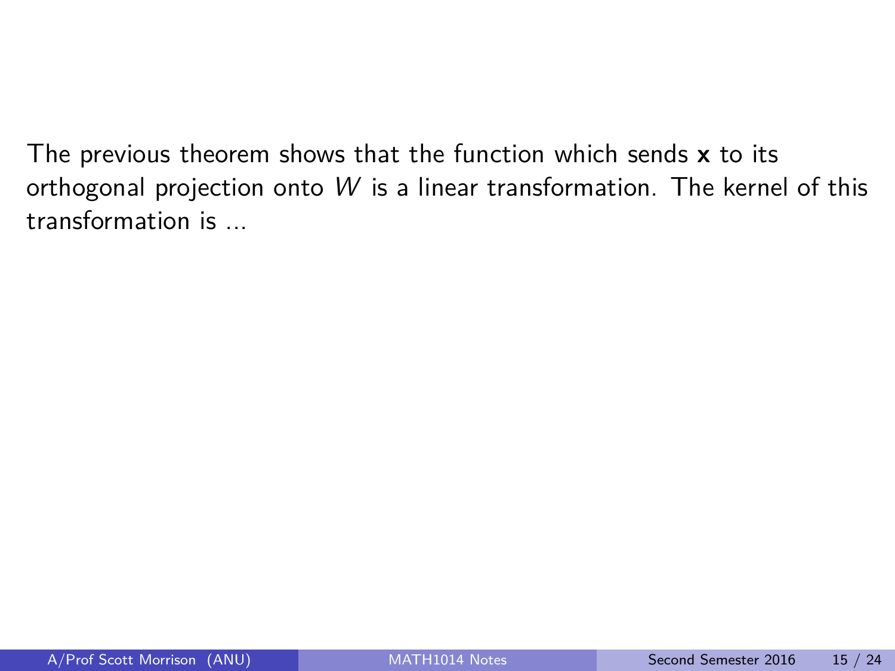The previous theorem shows that the function which sends $\mathbf{x}$ to its orthogonal projection onto $W$ is a linear transformation. The kernel of this transformation is ...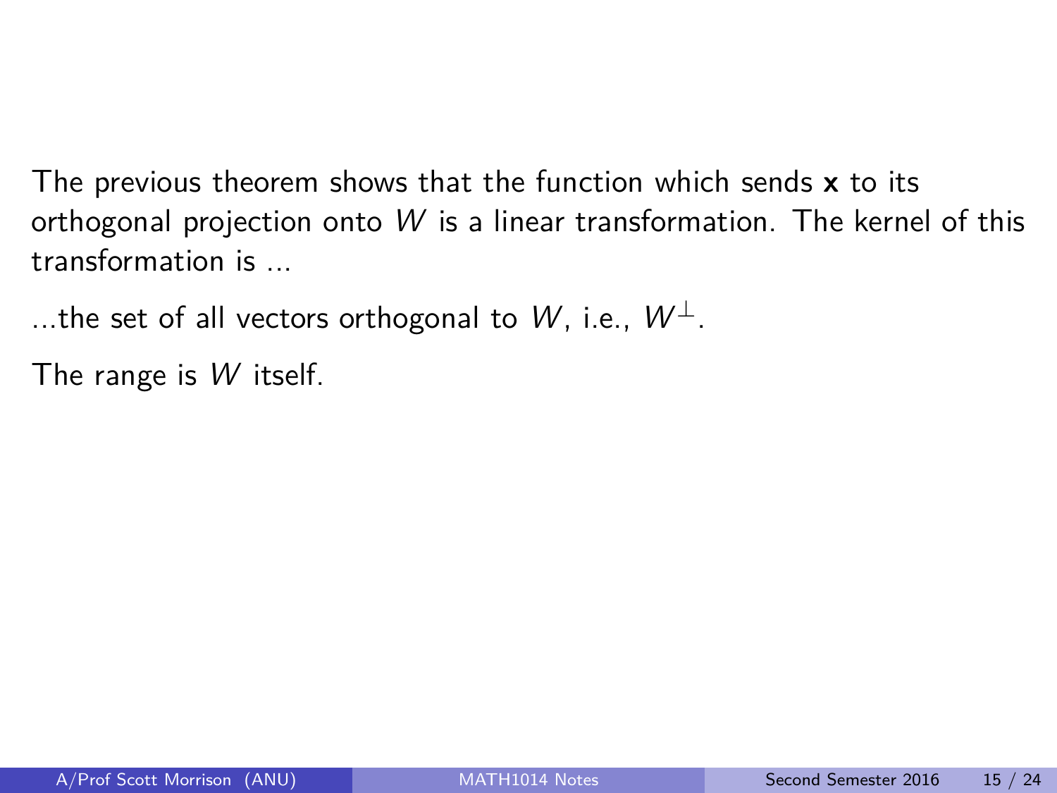The previous theorem shows that the function which sends **x** to its orthogonal projection onto $W$ is a linear transformation. The kernel of this transformation is ...

...the set of all vectors orthogonal to $W$, i.e., $W^\perp$.

The range is $W$ itself.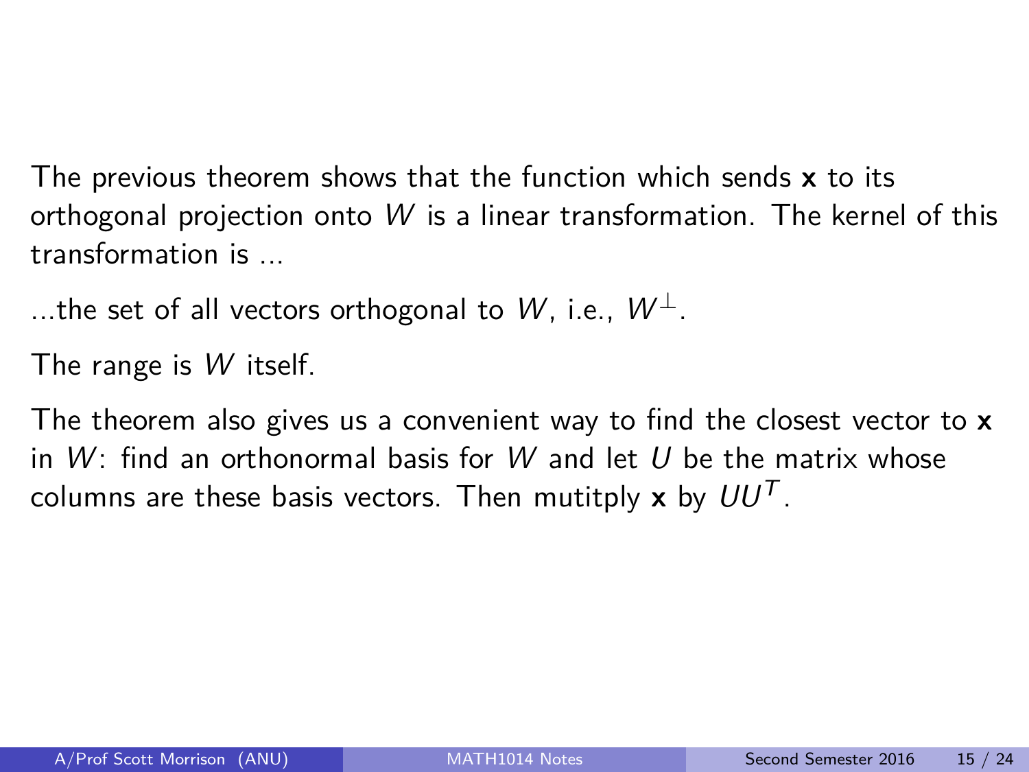The previous theorem shows that the function which sends **x** to its orthogonal projection onto $W$ is a linear transformation. The kernel of this transformation is ...

...the set of all vectors orthogonal to $W$, i.e., $W^{\perp}$.

The range is $W$ itself.

The theorem also gives us a convenient way to find the closest vector to **x** in $W$: find an orthonormal basis for $W$ and let $U$ be the matrix whose columns are these basis vectors. Then mutitply **x** by $UU^T$.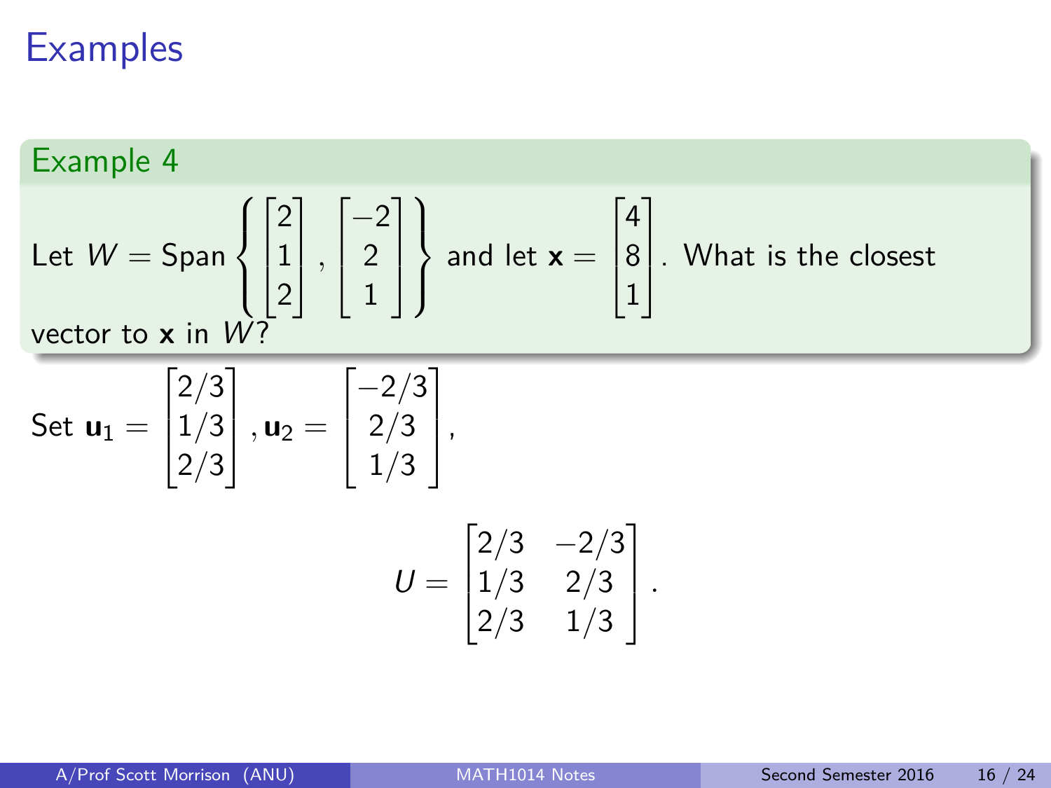# Examples

## Example 4

Let $W = \text{Span}\left\{ \begin{bmatrix} 2 \\ 1 \\ 2 \end{bmatrix}, \begin{bmatrix} -2 \\ 2 \\ 1 \end{bmatrix} \right\}$ and let $\mathbf{x} = \begin{bmatrix} 4 \\ 8 \\ 1 \end{bmatrix}$. What is the closest vector to $\mathbf{x}$ in $W$?

Set $\mathbf{u}_1 = \begin{bmatrix} 2/3 \\ 1/3 \\ 2/3 \end{bmatrix}, \mathbf{u}_2 = \begin{bmatrix} -2/3 \\ 2/3 \\ 1/3 \end{bmatrix}$,

$$U = \begin{bmatrix} 2/3 & -2/3 \\ 1/3 & 2/3 \\ 2/3 & 1/3 \end{bmatrix}.$$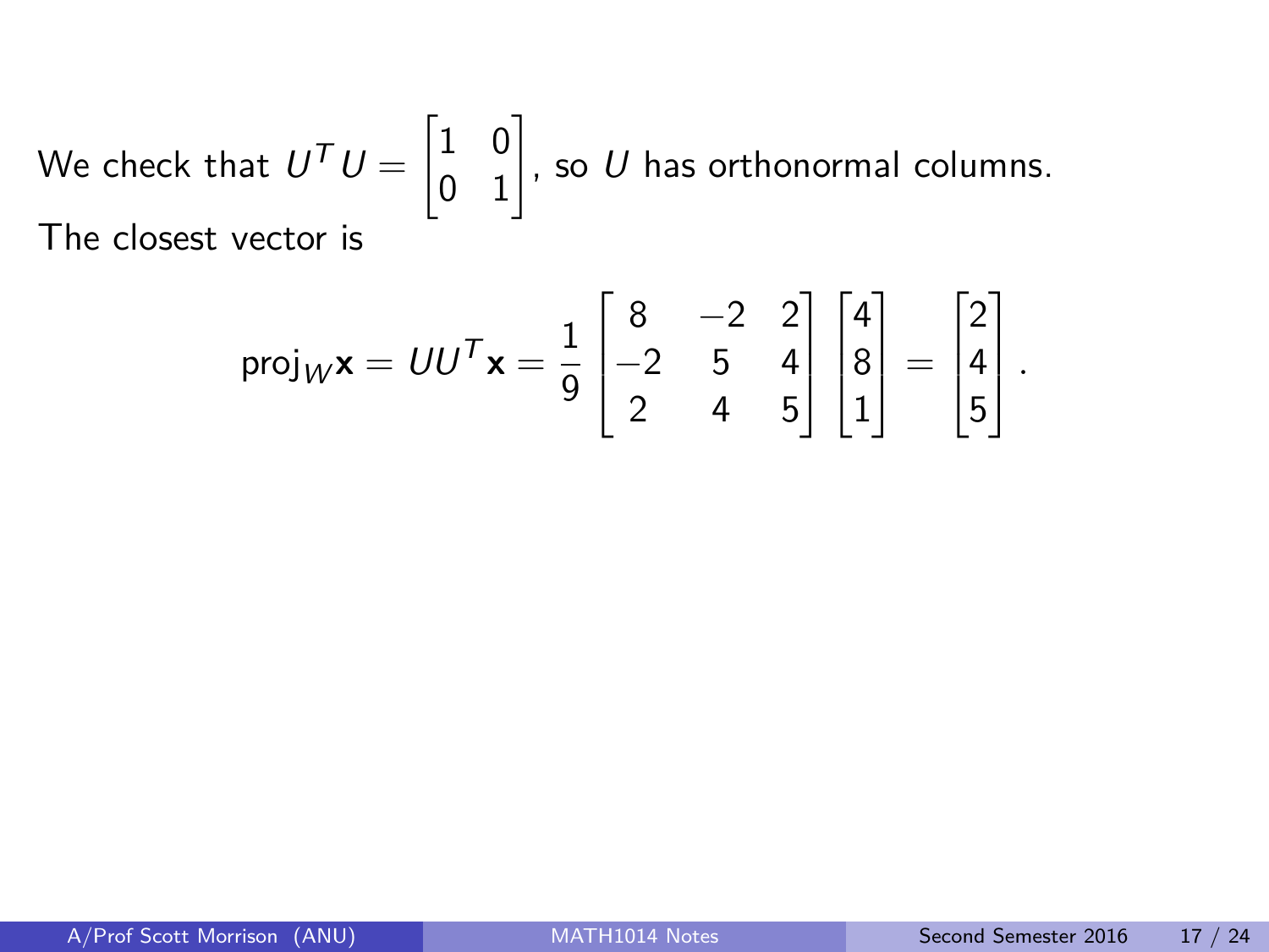We check that $U^T U = \begin{bmatrix} 1 & 0 \\ 0 & 1 \end{bmatrix}$, so $U$ has orthonormal columns.

The closest vector is

$$\text{proj}_W \mathbf{x} = UU^T \mathbf{x} = \frac{1}{9} \begin{bmatrix} 8 & -2 & 2 \\ -2 & 5 & 4 \\ 2 & 4 & 5 \end{bmatrix} \begin{bmatrix} 4 \\ 8 \\ 1 \end{bmatrix} = \begin{bmatrix} 2 \\ 4 \\ 5 \end{bmatrix}.$$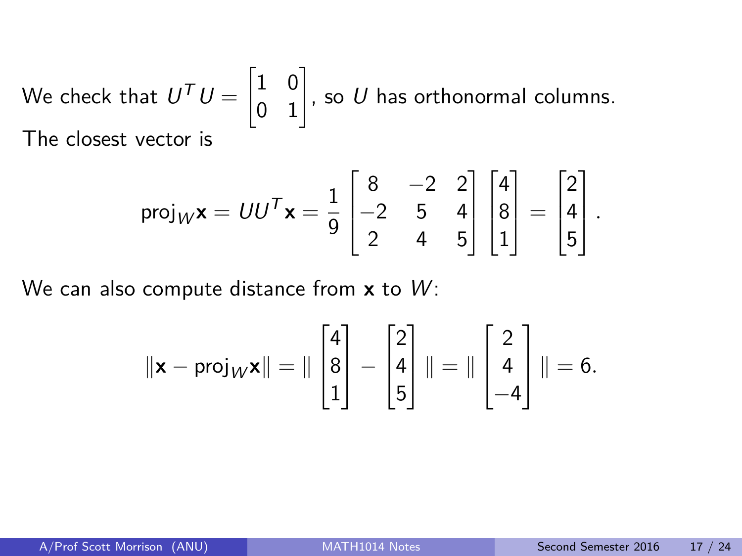We check that $U^T U = \begin{bmatrix} 1 & 0 \\ 0 & 1 \end{bmatrix}$, so $U$ has orthonormal columns.

The closest vector is

$$\text{proj}_W \mathbf{x} = UU^T \mathbf{x} = \frac{1}{9} \begin{bmatrix} 8 & -2 & 2 \\ -2 & 5 & 4 \\ 2 & 4 & 5 \end{bmatrix} \begin{bmatrix} 4 \\ 8 \\ 1 \end{bmatrix} = \begin{bmatrix} 2 \\ 4 \\ 5 \end{bmatrix}.$$

We can also compute distance from $\mathbf{x}$ to $W$:

$$\|\mathbf{x} - \text{proj}_W \mathbf{x}\| = \| \begin{bmatrix} 4 \\ 8 \\ 1 \end{bmatrix} - \begin{bmatrix} 2 \\ 4 \\ 5 \end{bmatrix} \| = \| \begin{bmatrix} 2 \\ 4 \\ -4 \end{bmatrix} \| = 6.$$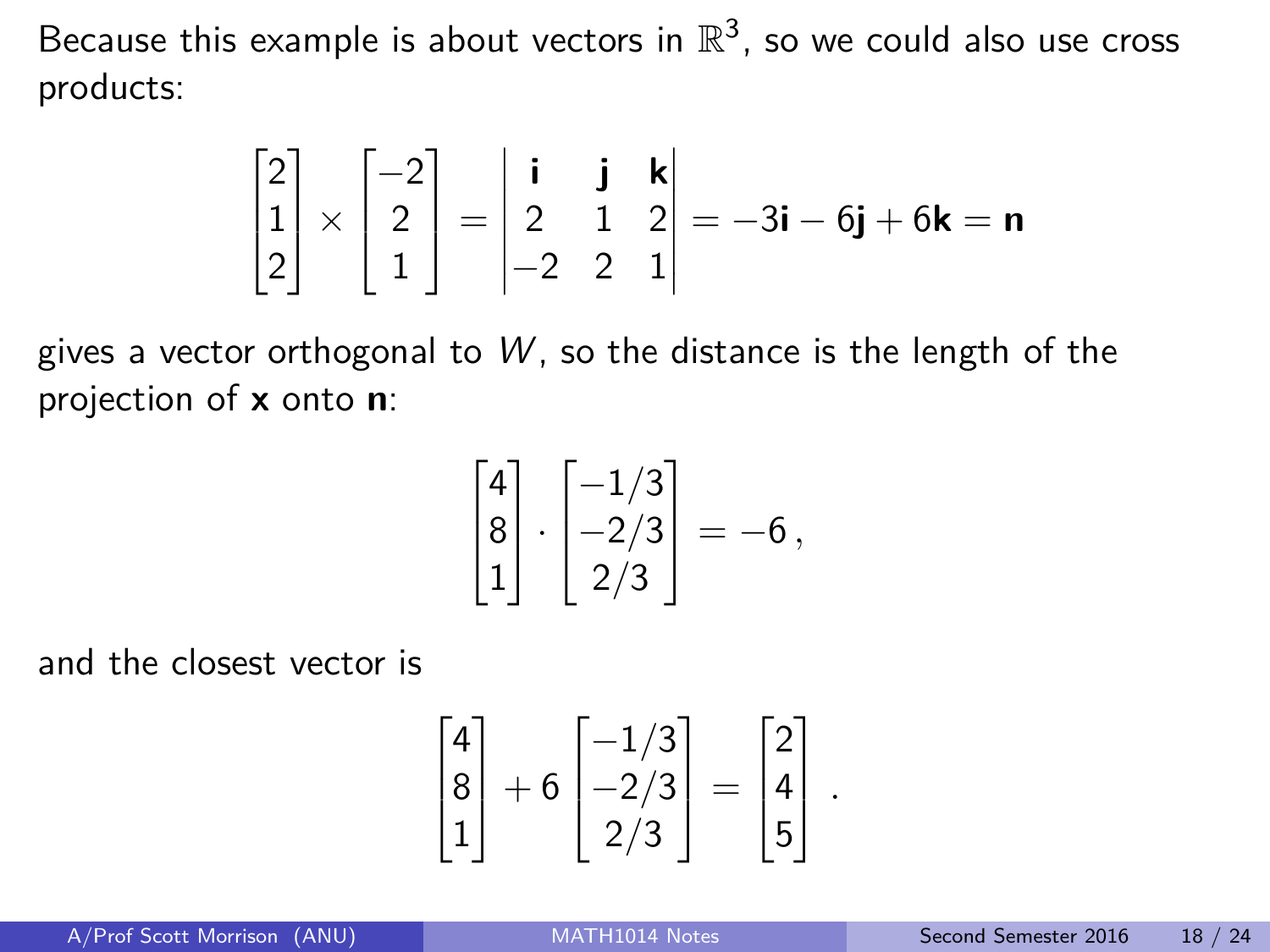Because this example is about vectors in $\mathbb{R}^3$, so we could also use cross products:

$$\begin{bmatrix} 2 \\ 1 \\ 2 \end{bmatrix} \times \begin{bmatrix} -2 \\ 2 \\ 1 \end{bmatrix} = \begin{vmatrix} \mathbf{i} & \mathbf{j} & \mathbf{k} \\ 2 & 1 & 2 \\ -2 & 2 & 1 \end{vmatrix} = -3\mathbf{i} - 6\mathbf{j} + 6\mathbf{k} = \mathbf{n}$$

gives a vector orthogonal to $W$, so the distance is the length of the projection of $\mathbf{x}$ onto $\mathbf{n}$:

$$\begin{bmatrix} 4 \\ 8 \\ 1 \end{bmatrix} \cdot \begin{bmatrix} -1/3 \\ -2/3 \\ 2/3 \end{bmatrix} = -6\,,$$

and the closest vector is

$$\begin{bmatrix} 4 \\ 8 \\ 1 \end{bmatrix} + 6 \begin{bmatrix} -1/3 \\ -2/3 \\ 2/3 \end{bmatrix} = \begin{bmatrix} 2 \\ 4 \\ 5 \end{bmatrix}.$$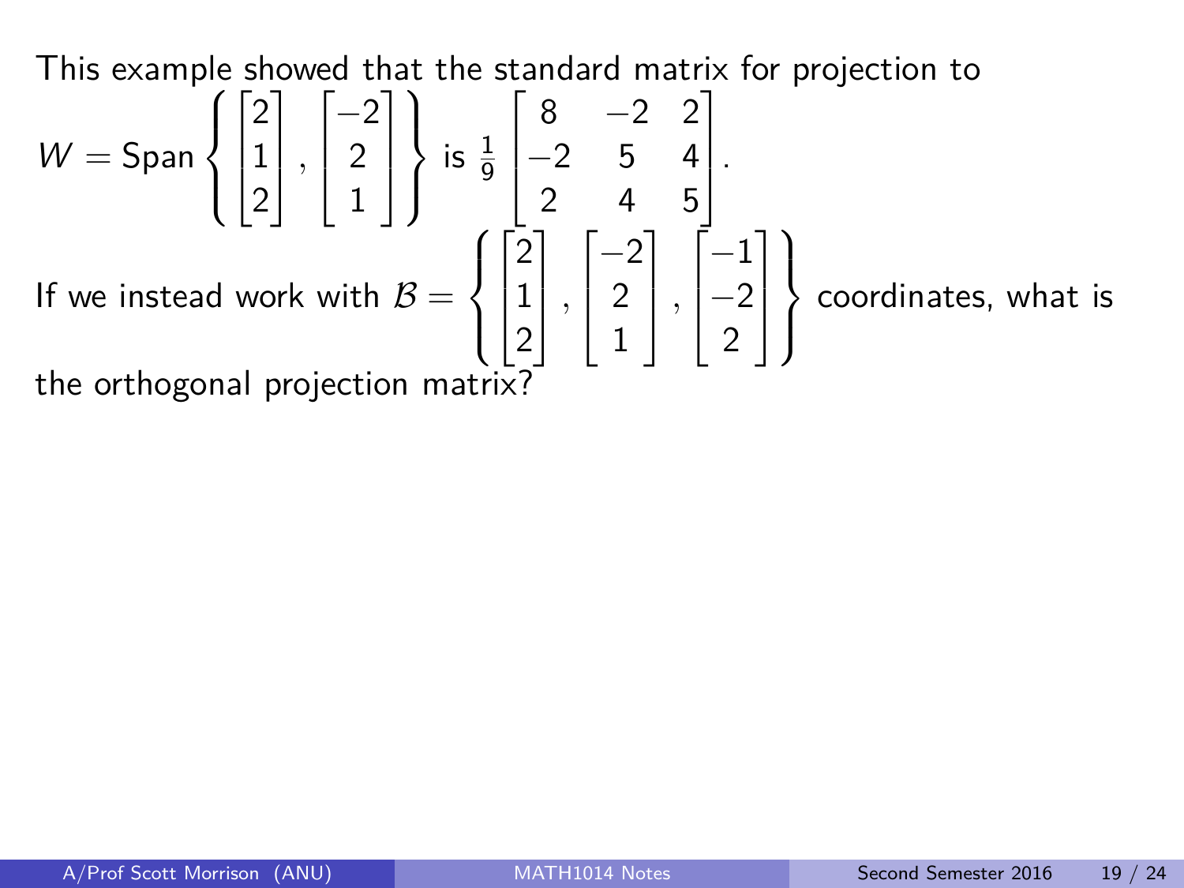This example showed that the standard matrix for projection to

$$W = \text{Span}\left\{ \begin{bmatrix} 2 \\ 1 \\ 2 \end{bmatrix}, \begin{bmatrix} -2 \\ 2 \\ 1 \end{bmatrix} \right\} \text{ is } \frac{1}{9}\begin{bmatrix} 8 & -2 & 2 \\ -2 & 5 & 4 \\ 2 & 4 & 5 \end{bmatrix}.$$

If we instead work with $\mathcal{B} = \left\{ \begin{bmatrix} 2 \\ 1 \\ 2 \end{bmatrix}, \begin{bmatrix} -2 \\ 2 \\ 1 \end{bmatrix}, \begin{bmatrix} -1 \\ -2 \\ 2 \end{bmatrix} \right\}$ coordinates, what is the orthogonal projection matrix?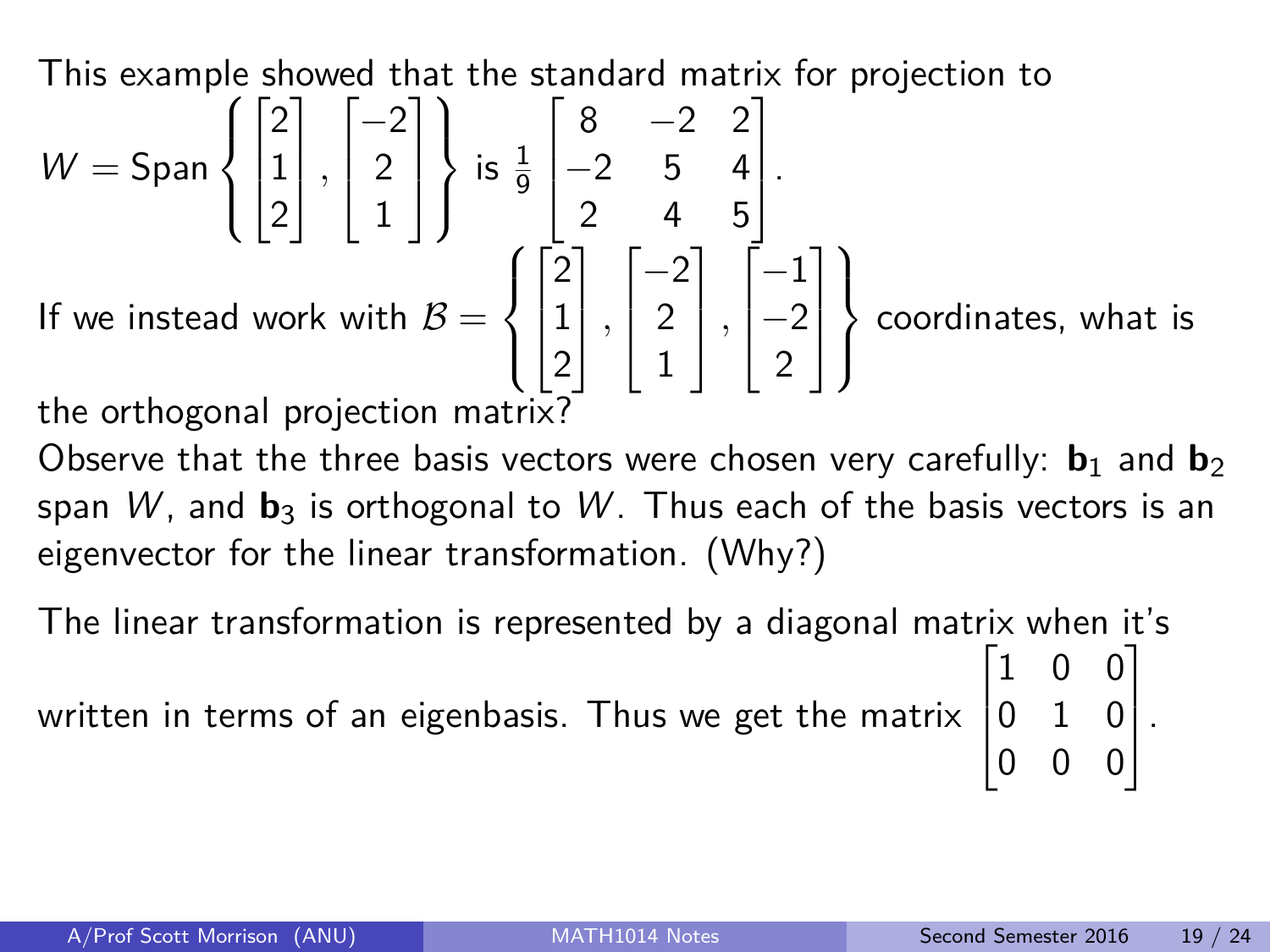This example showed that the standard matrix for projection to $W = \text{Span}\left\{\begin{bmatrix}2\\1\\2\end{bmatrix}, \begin{bmatrix}-2\\2\\1\end{bmatrix}\right\}$ is $\frac{1}{9}\begin{bmatrix}8 & -2 & 2\\-2 & 5 & 4\\2 & 4 & 5\end{bmatrix}$.

If we instead work with $\mathcal{B} = \left\{\begin{bmatrix}2\\1\\2\end{bmatrix}, \begin{bmatrix}-2\\2\\1\end{bmatrix}, \begin{bmatrix}-1\\-2\\2\end{bmatrix}\right\}$ coordinates, what is the orthogonal projection matrix?

Observe that the three basis vectors were chosen very carefully: $\mathbf{b}_1$ and $\mathbf{b}_2$ span $W$, and $\mathbf{b}_3$ is orthogonal to $W$. Thus each of the basis vectors is an eigenvector for the linear transformation. (Why?)

The linear transformation is represented by a diagonal matrix when it's written in terms of an eigenbasis. Thus we get the matrix $\begin{bmatrix}1 & 0 & 0\\0 & 1 & 0\\0 & 0 & 0\end{bmatrix}$.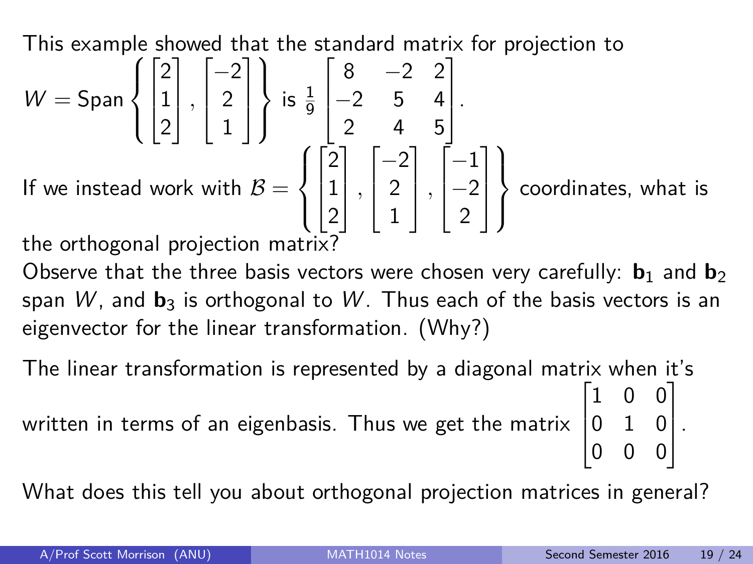This example showed that the standard matrix for projection to $W = \text{Span}\left\{ \begin{bmatrix} 2 \\ 1 \\ 2 \end{bmatrix}, \begin{bmatrix} -2 \\ 2 \\ 1 \end{bmatrix} \right\}$ is $\frac{1}{9} \begin{bmatrix} 8 & -2 & 2 \\ -2 & 5 & 4 \\ 2 & 4 & 5 \end{bmatrix}$.

If we instead work with $\mathcal{B} = \left\{ \begin{bmatrix} 2 \\ 1 \\ 2 \end{bmatrix}, \begin{bmatrix} -2 \\ 2 \\ 1 \end{bmatrix}, \begin{bmatrix} -1 \\ -2 \\ 2 \end{bmatrix} \right\}$ coordinates, what is the orthogonal projection matrix?

Observe that the three basis vectors were chosen very carefully: $\mathbf{b}_1$ and $\mathbf{b}_2$ span $W$, and $\mathbf{b}_3$ is orthogonal to $W$. Thus each of the basis vectors is an eigenvector for the linear transformation. (Why?)

The linear transformation is represented by a diagonal matrix when it's written in terms of an eigenbasis. Thus we get the matrix $\begin{bmatrix} 1 & 0 & 0 \\ 0 & 1 & 0 \\ 0 & 0 & 0 \end{bmatrix}$.

What does this tell you about orthogonal projection matrices in general?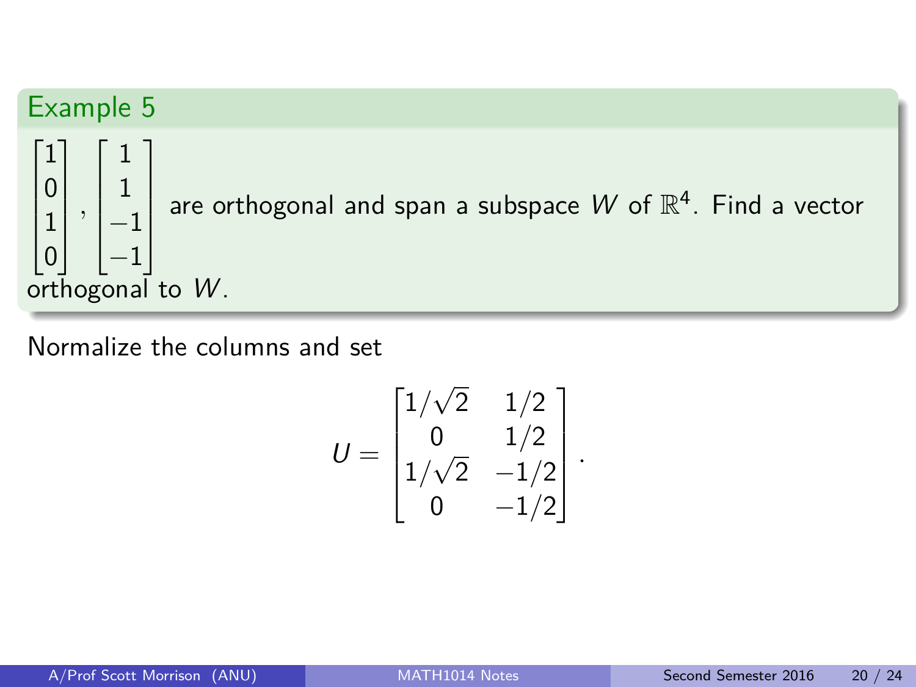### Example 5

$\begin{bmatrix}1\\0\\1\\0\end{bmatrix}, \begin{bmatrix}1\\1\\-1\\-1\end{bmatrix}$ are orthogonal and span a subspace $W$ of $\mathbb{R}^4$. Find a vector orthogonal to $W$.

Normalize the columns and set

$$U = \begin{bmatrix}1/\sqrt{2} & 1/2\\ 0 & 1/2\\ 1/\sqrt{2} & -1/2\\ 0 & -1/2\end{bmatrix}.$$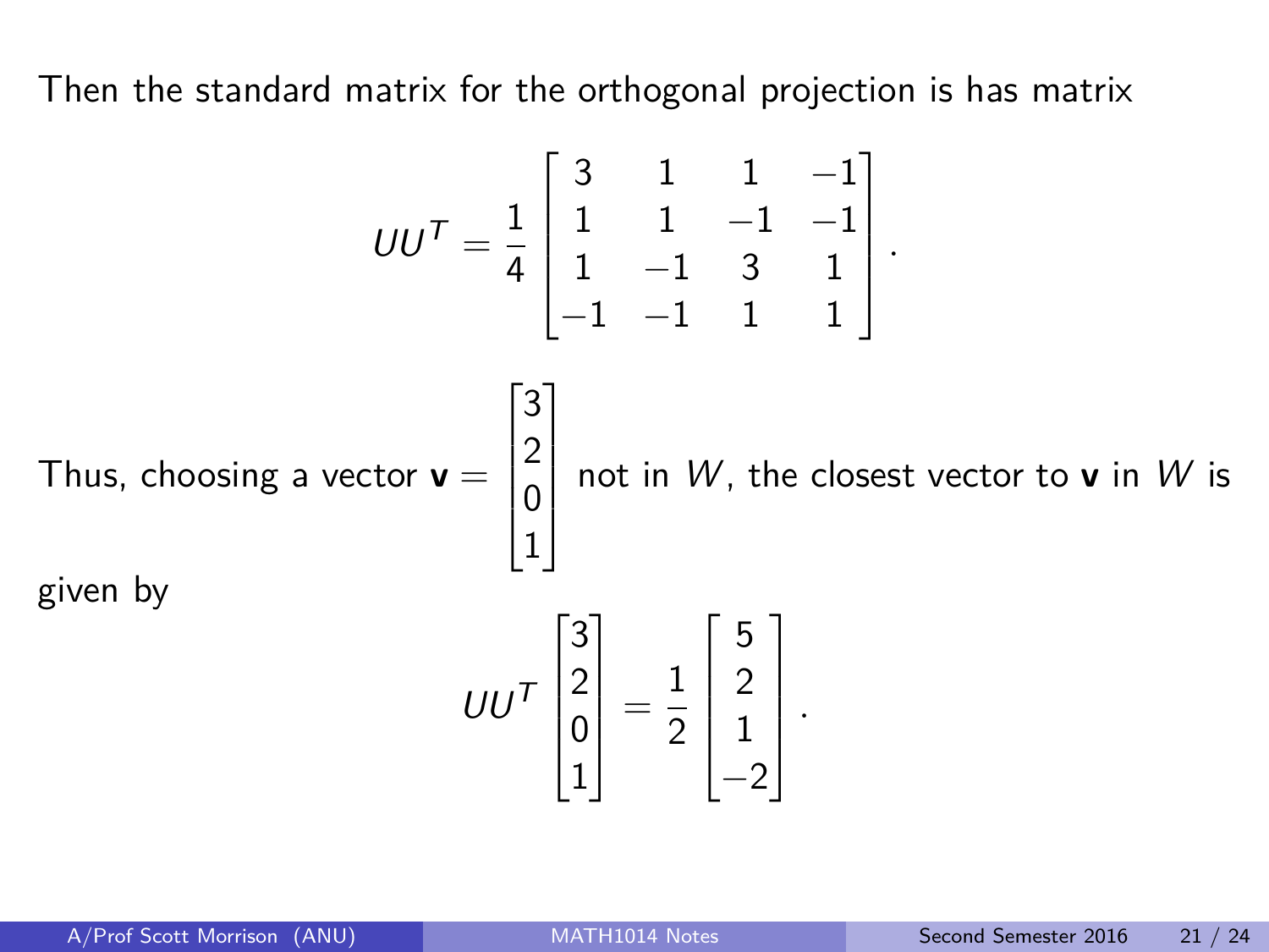Then the standard matrix for the orthogonal projection is has matrix

$$UU^T = \frac{1}{4}\begin{bmatrix} 3 & 1 & 1 & -1 \\ 1 & 1 & -1 & -1 \\ 1 & -1 & 3 & 1 \\ -1 & -1 & 1 & 1 \end{bmatrix}.$$

Thus, choosing a vector $\mathbf{v} = \begin{bmatrix} 3 \\ 2 \\ 0 \\ 1 \end{bmatrix}$ not in $W$, the closest vector to $\mathbf{v}$ in $W$ is given by

$$UU^T \begin{bmatrix} 3 \\ 2 \\ 0 \\ 1 \end{bmatrix} = \frac{1}{2}\begin{bmatrix} 5 \\ 2 \\ 1 \\ -2 \end{bmatrix}.$$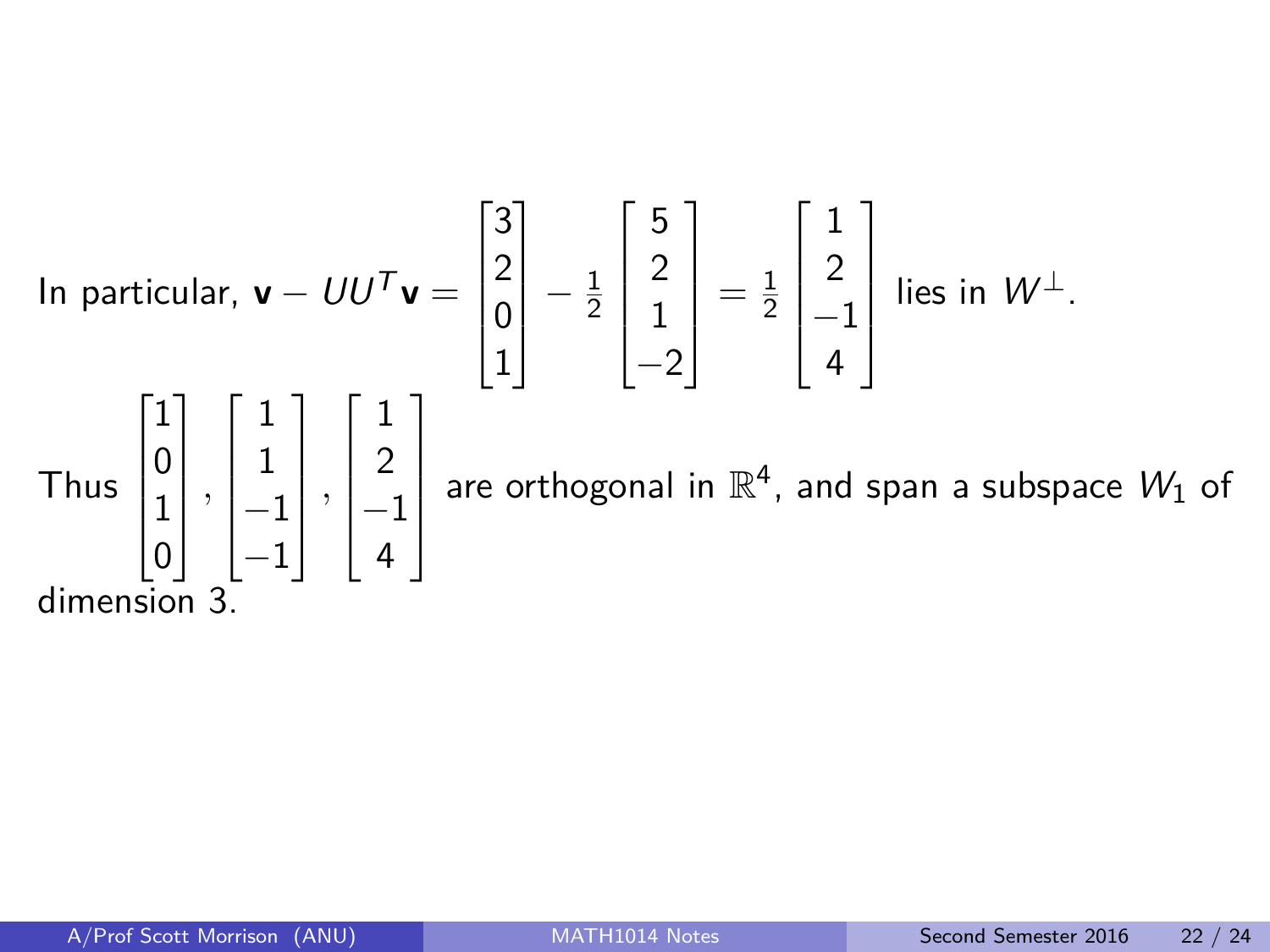In particular, $\mathbf{v} - UU^T\mathbf{v} = \begin{bmatrix} 3 \\ 2 \\ 0 \\ 1 \end{bmatrix} - \frac{1}{2}\begin{bmatrix} 5 \\ 2 \\ 1 \\ -2 \end{bmatrix} = \frac{1}{2}\begin{bmatrix} 1 \\ 2 \\ -1 \\ 4 \end{bmatrix}$ lies in $W^\perp$.

Thus $\begin{bmatrix} 1 \\ 0 \\ 1 \\ 0 \end{bmatrix}, \begin{bmatrix} 1 \\ 1 \\ -1 \\ -1 \end{bmatrix}, \begin{bmatrix} 1 \\ 2 \\ -1 \\ 4 \end{bmatrix}$ are orthogonal in $\mathbb{R}^4$, and span a subspace $W_1$ of dimension 3.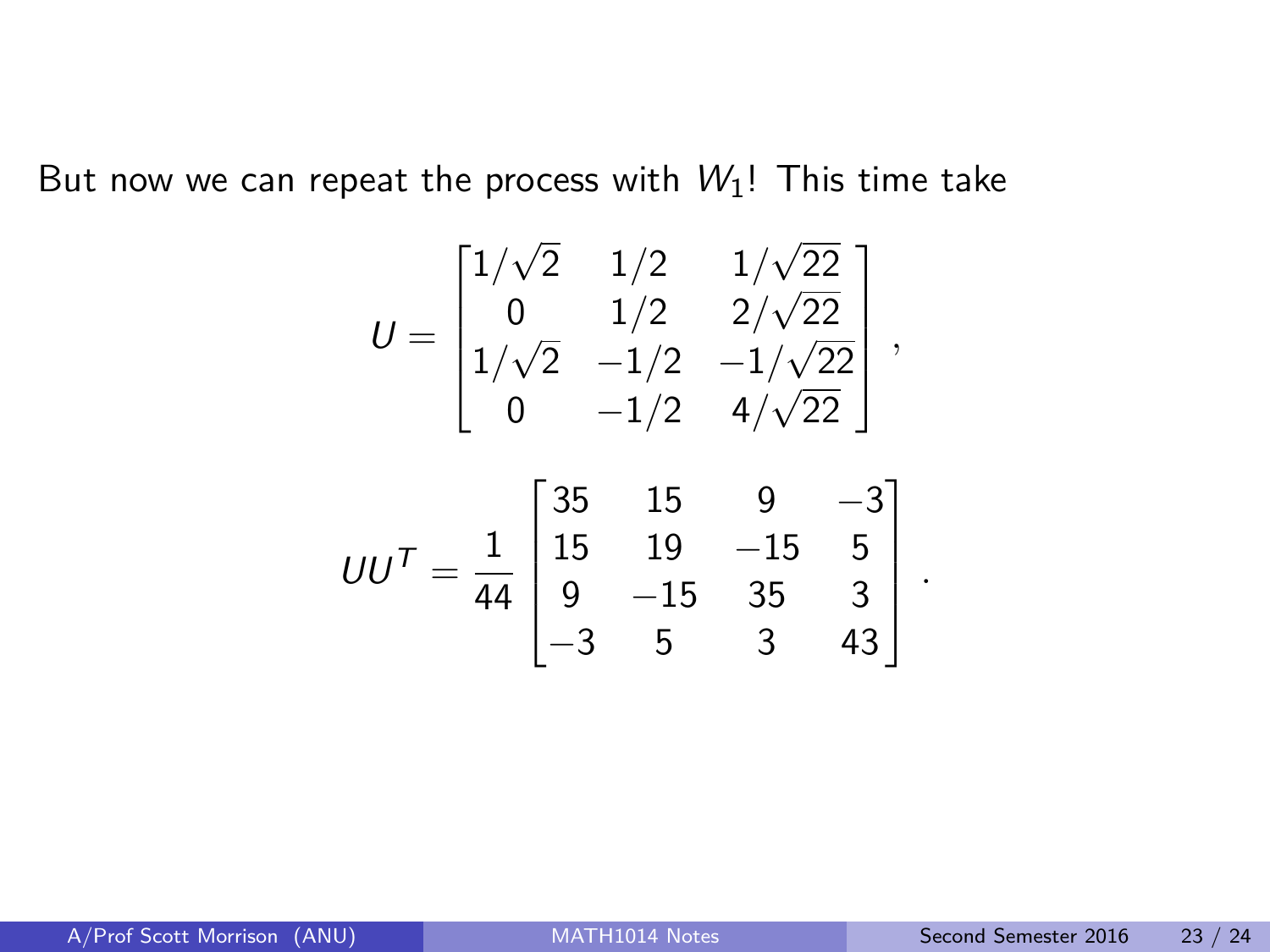But now we can repeat the process with $W_1$! This time take

$$U = \begin{bmatrix} 1/\sqrt{2} & 1/2 & 1/\sqrt{22} \\ 0 & 1/2 & 2/\sqrt{22} \\ 1/\sqrt{2} & -1/2 & -1/\sqrt{22} \\ 0 & -1/2 & 4/\sqrt{22} \end{bmatrix},$$

$$UU^T = \frac{1}{44} \begin{bmatrix} 35 & 15 & 9 & -3 \\ 15 & 19 & -15 & 5 \\ 9 & -15 & 35 & 3 \\ -3 & 5 & 3 & 43 \end{bmatrix}.$$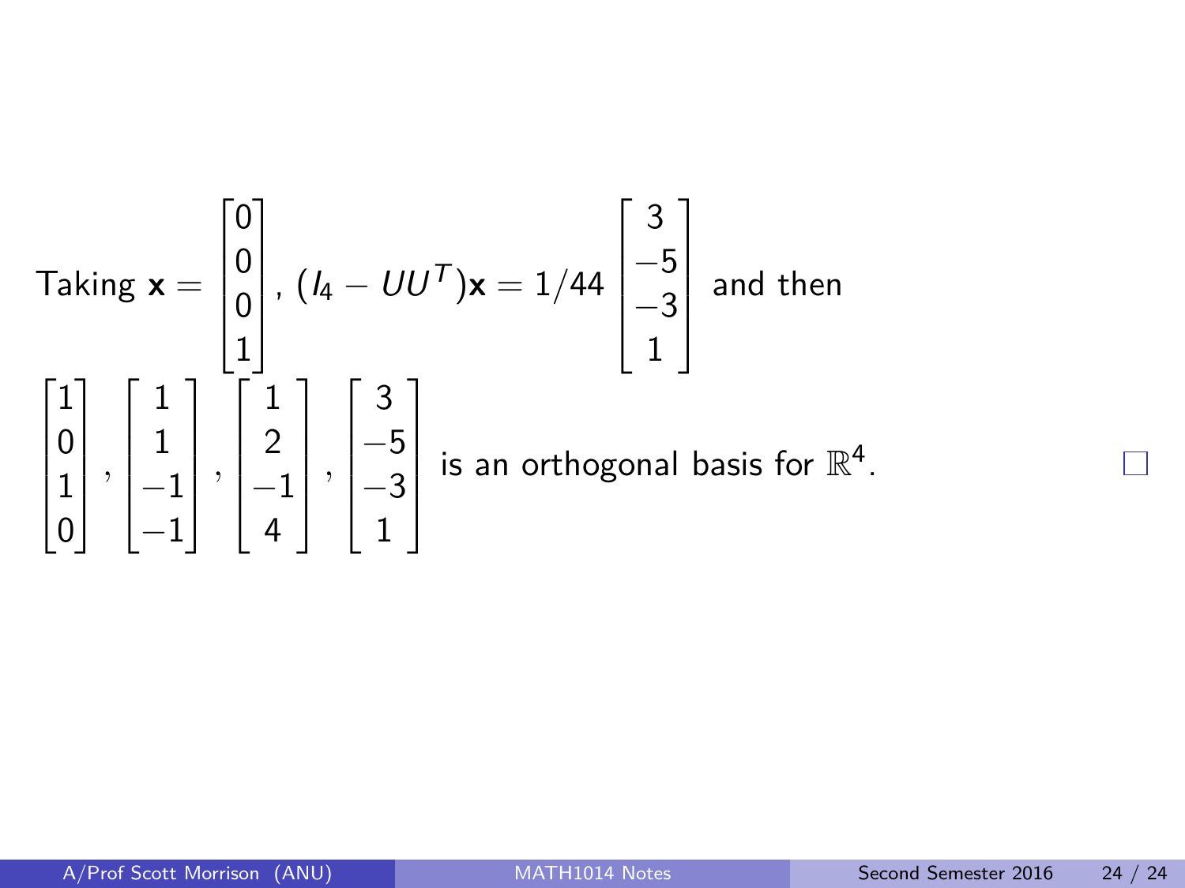Taking $\mathbf{x} = \begin{bmatrix} 0 \\ 0 \\ 0 \\ 1 \end{bmatrix}$, $(I_4 - UU^T)\mathbf{x} = 1/44 \begin{bmatrix} 3 \\ -5 \\ -3 \\ 1 \end{bmatrix}$ and then

$\begin{bmatrix} 1 \\ 0 \\ 1 \\ 0 \end{bmatrix}, \begin{bmatrix} 1 \\ 1 \\ -1 \\ -1 \end{bmatrix}, \begin{bmatrix} 1 \\ 2 \\ -1 \\ 4 \end{bmatrix}, \begin{bmatrix} 3 \\ -5 \\ -3 \\ 1 \end{bmatrix}$ is an orthogonal basis for $\mathbb{R}^4$. $\square$